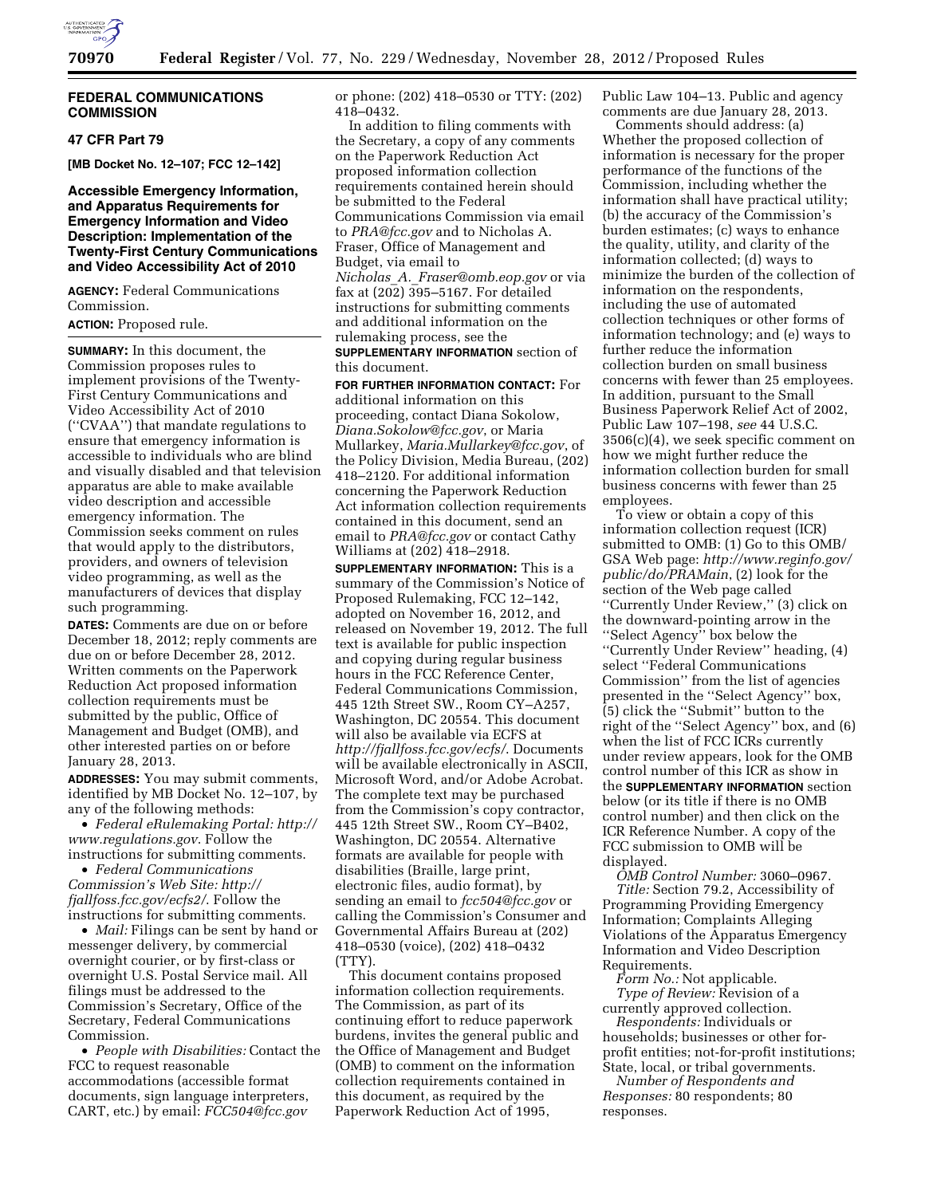## FEDERAL COMMUNICATIONS COMMISSION

### 47 CFR Part 79

**[MB Docket No. 12–107; FCC 12–142]**

### Accessible Emergency Information, and Apparatus Requirements for Emergency Information and Video Description: Implementation of the Twenty-First Century Communications and Video Accessibility Act of 2010

**AGENCY:** Federal Communications Commission.

**ACTION:** Proposed rule.

**SUMMARY:** In this document, the Commission proposes rules to implement provisions of the Twenty-First Century Communications and Video Accessibility Act of 2010 (''CVAA'') that mandate regulations to ensure that emergency information is accessible to individuals who are blind and visually disabled and that television apparatus are able to make available video description and accessible emergency information. The Commission seeks comment on rules that would apply to the distributors, providers, and owners of television video programming, as well as the manufacturers of devices that display such programming.

**DATES:** Comments are due on or before December 18, 2012; reply comments are due on or before December 28, 2012. Written comments on the Paperwork Reduction Act proposed information collection requirements must be submitted by the public, Office of Management and Budget (OMB), and other interested parties on or before January 28, 2013.

**ADDRESSES:** You may submit comments, identified by MB Docket No. 12–107, by any of the following methods:

- *Federal eRulemaking Portal: http://www.regulations.gov*. Follow the instructions for submitting comments.
- *Federal Communications Commission's Web Site: http://fjallfoss.fcc.gov/ecfs2/*. Follow the instructions for submitting comments.
- *Mail:* Filings can be sent by hand or messenger delivery, by commercial overnight courier, or by first-class or overnight U.S. Postal Service mail. All filings must be addressed to the Commission's Secretary, Office of the Secretary, Federal Communications Commission.
- *People with Disabilities:* Contact the FCC to request reasonable accommodations (accessible format documents, sign language interpreters, CART, etc.) by email: *FCC504@fcc.gov* or phone: (202) 418–0530 or TTY: (202) 418–0432.

In addition to filing comments with the Secretary, a copy of any comments on the Paperwork Reduction Act proposed information collection requirements contained herein should be submitted to the Federal Communications Commission via email to *PRA@fcc.gov* and to Nicholas A. Fraser, Office of Management and Budget, via email to *Nicholas_A._Fraser@omb.eop.gov* or via fax at (202) 395–5167. For detailed instructions for submitting comments and additional information on the rulemaking process, see the **SUPPLEMENTARY INFORMATION** section of this document.

**FOR FURTHER INFORMATION CONTACT:** For additional information on this proceeding, contact Diana Sokolow, *Diana.Sokolow@fcc.gov*, or Maria Mullarkey, *Maria.Mullarkey@fcc.gov*, of the Policy Division, Media Bureau, (202) 418–2120. For additional information concerning the Paperwork Reduction Act information collection requirements contained in this document, send an email to *PRA@fcc.gov* or contact Cathy Williams at (202) 418–2918.

**SUPPLEMENTARY INFORMATION:** This is a summary of the Commission's Notice of Proposed Rulemaking, FCC 12–142, adopted on November 16, 2012, and released on November 19, 2012. The full text is available for public inspection and copying during regular business hours in the FCC Reference Center, Federal Communications Commission, 445 12th Street SW., Room CY–A257, Washington, DC 20554. This document will also be available via ECFS at *http://fjallfoss.fcc.gov/ecfs/*. Documents will be available electronically in ASCII, Microsoft Word, and/or Adobe Acrobat. The complete text may be purchased from the Commission's copy contractor, 445 12th Street SW., Room CY–B402, Washington, DC 20554. Alternative formats are available for people with disabilities (Braille, large print, electronic files, audio format), by sending an email to *fcc504@fcc.gov* or calling the Commission's Consumer and Governmental Affairs Bureau at (202) 418–0530 (voice), (202) 418–0432 (TTY).

This document contains proposed information collection requirements. The Commission, as part of its continuing effort to reduce paperwork burdens, invites the general public and the Office of Management and Budget (OMB) to comment on the information collection requirements contained in this document, as required by the Paperwork Reduction Act of 1995, Public Law 104–13. Public and agency comments are due January 28, 2013.

Comments should address: (a) Whether the proposed collection of information is necessary for the proper performance of the functions of the Commission, including whether the information shall have practical utility; (b) the accuracy of the Commission's burden estimates; (c) ways to enhance the quality, utility, and clarity of the information collected; (d) ways to minimize the burden of the collection of information on the respondents, including the use of automated collection techniques or other forms of information technology; and (e) ways to further reduce the information collection burden on small business concerns with fewer than 25 employees. In addition, pursuant to the Small Business Paperwork Relief Act of 2002, Public Law 107–198, *see* 44 U.S.C. 3506(c)(4), we seek specific comment on how we might further reduce the information collection burden for small business concerns with fewer than 25 employees.

To view or obtain a copy of this information collection request (ICR) submitted to OMB: (1) Go to this OMB/GSA Web page: *http://www.reginfo.gov/public/do/PRAMain*, (2) look for the section of the Web page called ''Currently Under Review,'' (3) click on the downward-pointing arrow in the ''Select Agency'' box below the ''Currently Under Review'' heading, (4) select ''Federal Communications Commission'' from the list of agencies presented in the ''Select Agency'' box, (5) click the ''Submit'' button to the right of the ''Select Agency'' box, and (6) when the list of FCC ICRs currently under review appears, look for the OMB control number of this ICR as show in the **SUPPLEMENTARY INFORMATION** section below (or its title if there is no OMB control number) and then click on the ICR Reference Number. A copy of the FCC submission to OMB will be displayed.

*OMB Control Number:* 3060–0967.

*Title:* Section 79.2, Accessibility of Programming Providing Emergency Information; Complaints Alleging Violations of the Apparatus Emergency Information and Video Description Requirements.

*Form No.:* Not applicable.

*Type of Review:* Revision of a currently approved collection.

*Respondents:* Individuals or households; businesses or other for-profit entities; not-for-profit institutions; State, local, or tribal governments.

*Number of Respondents and Responses:* 80 respondents; 80 responses.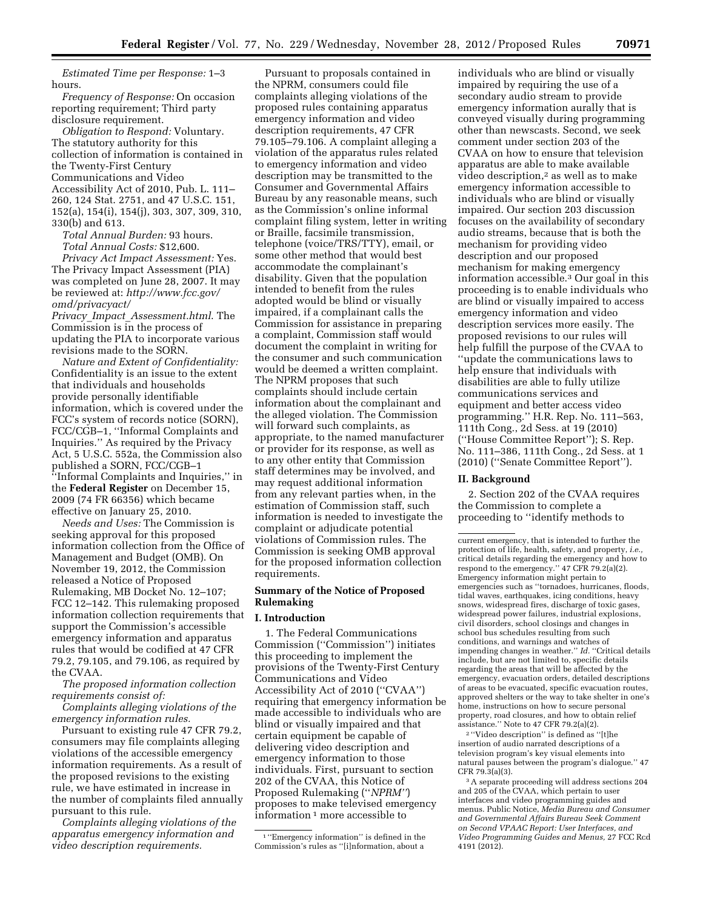*Estimated Time per Response:* 1–3 hours.

*Frequency of Response:* On occasion reporting requirement; Third party disclosure requirement.

*Obligation to Respond:* Voluntary. The statutory authority for this collection of information is contained in the Twenty-First Century Communications and Video Accessibility Act of 2010, Pub. L. 111–260, 124 Stat. 2751, and 47 U.S.C. 151, 152(a), 154(i), 154(j), 303, 307, 309, 310, 330(b) and 613.

*Total Annual Burden:* 93 hours.

*Total Annual Costs:* $12,600.

*Privacy Act Impact Assessment:* Yes. The Privacy Impact Assessment (PIA) was completed on June 28, 2007. It may be reviewed at: *http://www.fcc.gov/omd/privacyact/Privacy_Impact_Assessment.html*. The Commission is in the process of updating the PIA to incorporate various revisions made to the SORN.

*Nature and Extent of Confidentiality:* Confidentiality is an issue to the extent that individuals and households provide personally identifiable information, which is covered under the FCC's system of records notice (SORN), FCC/CGB–1, ''Informal Complaints and Inquiries.'' As required by the Privacy Act, 5 U.S.C. 552a, the Commission also published a SORN, FCC/CGB–1 ''Informal Complaints and Inquiries,'' in the **Federal Register** on December 15, 2009 (74 FR 66356) which became effective on January 25, 2010.

*Needs and Uses:* The Commission is seeking approval for this proposed information collection from the Office of Management and Budget (OMB). On November 19, 2012, the Commission released a Notice of Proposed Rulemaking, MB Docket No. 12–107; FCC 12–142. This rulemaking proposed information collection requirements that support the Commission's accessible emergency information and apparatus rules that would be codified at 47 CFR 79.2, 79.105, and 79.106, as required by the CVAA.

*The proposed information collection requirements consist of:*

*Complaints alleging violations of the emergency information rules.*

Pursuant to existing rule 47 CFR 79.2, consumers may file complaints alleging violations of the accessible emergency information requirements. As a result of the proposed revisions to the existing rule, we have estimated in increase in the number of complaints filed annually pursuant to this rule.

*Complaints alleging violations of the apparatus emergency information and video description requirements.*

Pursuant to proposals contained in the NPRM, consumers could file complaints alleging violations of the proposed rules containing apparatus emergency information and video description requirements, 47 CFR 79.105–79.106. A complaint alleging a violation of the apparatus rules related to emergency information and video description may be transmitted to the Consumer and Governmental Affairs Bureau by any reasonable means, such as the Commission's online informal complaint filing system, letter in writing or Braille, facsimile transmission, telephone (voice/TRS/TTY), email, or some other method that would best accommodate the complainant's disability. Given that the population intended to benefit from the rules adopted would be blind or visually impaired, if a complainant calls the Commission for assistance in preparing a complaint, Commission staff would document the complaint in writing for the consumer and such communication would be deemed a written complaint. The NPRM proposes that such complaints should include certain information about the complainant and the alleged violation. The Commission will forward such complaints, as appropriate, to the named manufacturer or provider for its response, as well as to any other entity that Commission staff determines may be involved, and may request additional information from any relevant parties when, in the estimation of Commission staff, such information is needed to investigate the complaint or adjudicate potential violations of Commission rules. The Commission is seeking OMB approval for the proposed information collection requirements.

## Summary of the Notice of Proposed Rulemaking

### I. Introduction

1. The Federal Communications Commission (''Commission'') initiates this proceeding to implement the provisions of the Twenty-First Century Communications and Video Accessibility Act of 2010 (''CVAA'') requiring that emergency information be made accessible to individuals who are blind or visually impaired and that certain equipment be capable of delivering video description and emergency information to those individuals. First, pursuant to section 202 of the CVAA, this Notice of Proposed Rulemaking (''*NPRM*'') proposes to make televised emergency information [1] more accessible to individuals who are blind or visually impaired by requiring the use of a secondary audio stream to provide emergency information aurally that is conveyed visually during programming other than newscasts. Second, we seek comment under section 203 of the CVAA on how to ensure that television apparatus are able to make available video description,[2] as well as to make emergency information accessible to individuals who are blind or visually impaired. Our section 203 discussion focuses on the availability of secondary audio streams, because that is both the mechanism for providing video description and our proposed mechanism for making emergency information accessible.[3] Our goal in this proceeding is to enable individuals who are blind or visually impaired to access emergency information and video description services more easily. The proposed revisions to our rules will help fulfill the purpose of the CVAA to ''update the communications laws to help ensure that individuals with disabilities are able to fully utilize communications services and equipment and better access video programming.'' H.R. Rep. No. 111–563, 111th Cong., 2d Sess. at 19 (2010) (''House Committee Report''); S. Rep. No. 111–386, 111th Cong., 2d Sess. at 1 (2010) (''Senate Committee Report'').

### II. Background

2. Section 202 of the CVAA requires the Commission to complete a proceeding to ''identify methods to

[1] ''Emergency information'' is defined in the Commission's rules as ''[i]nformation, about a current emergency, that is intended to further the protection of life, health, safety, and property, *i.e.,* critical details regarding the emergency and how to respond to the emergency.'' 47 CFR 79.2(a)(2). Emergency information might pertain to emergencies such as ''tornadoes, hurricanes, floods, tidal waves, earthquakes, icing conditions, heavy snows, widespread fires, discharge of toxic gases, widespread power failures, industrial explosions, civil disorders, school closings and changes in school bus schedules resulting from such conditions, and warnings and watches of impending changes in weather.'' *Id.* ''Critical details include, but are not limited to, specific details regarding the areas that will be affected by the emergency, evacuation orders, detailed descriptions of areas to be evacuated, specific evacuation routes, approved shelters or the way to take shelter in one's home, instructions on how to secure personal property, road closures, and how to obtain relief assistance.'' Note to 47 CFR 79.2(a)(2).

[2] ''Video description'' is defined as ''[t]he insertion of audio narrated descriptions of a television program's key visual elements into natural pauses between the program's dialogue.'' 47 CFR 79.3(a)(3).

[3] A separate proceeding will address sections 204 and 205 of the CVAA, which pertain to user interfaces and video programming guides and menus. Public Notice, *Media Bureau and Consumer and Governmental Affairs Bureau Seek Comment on Second VPAAC Report: User Interfaces, and Video Programming Guides and Menus,* 27 FCC Rcd 4191 (2012).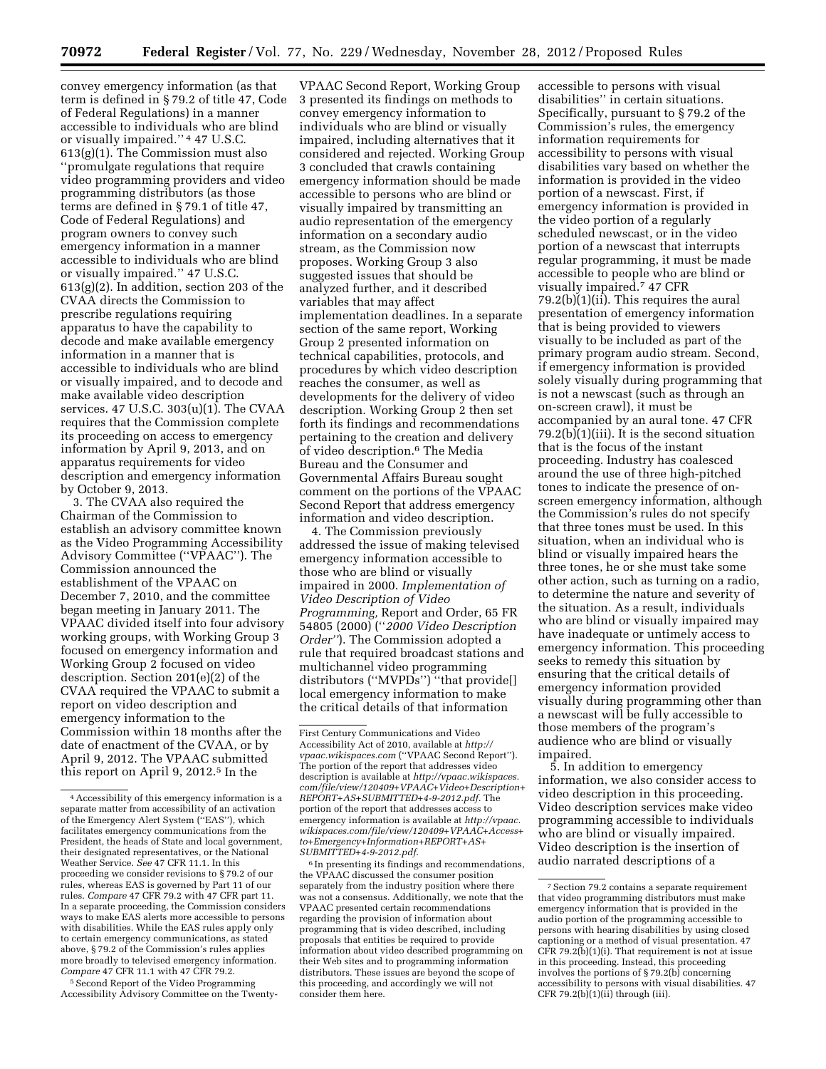convey emergency information (as that term is defined in § 79.2 of title 47, Code of Federal Regulations) in a manner accessible to individuals who are blind or visually impaired.''[4] 47 U.S.C. 613(g)(1). The Commission must also ''promulgate regulations that require video programming providers and video programming distributors (as those terms are defined in § 79.1 of title 47, Code of Federal Regulations) and program owners to convey such emergency information in a manner accessible to individuals who are blind or visually impaired.'' 47 U.S.C. 613(g)(2). In addition, section 203 of the CVAA directs the Commission to prescribe regulations requiring apparatus to have the capability to decode and make available emergency information in a manner that is accessible to individuals who are blind or visually impaired, and to decode and make available video description services. 47 U.S.C. 303(u)(1). The CVAA requires that the Commission complete its proceeding on access to emergency information by April 9, 2013, and on apparatus requirements for video description and emergency information by October 9, 2013.

3. The CVAA also required the Chairman of the Commission to establish an advisory committee known as the Video Programming Accessibility Advisory Committee (''VPAAC''). The Commission announced the establishment of the VPAAC on December 7, 2010, and the committee began meeting in January 2011. The VPAAC divided itself into four advisory working groups, with Working Group 3 focused on emergency information and Working Group 2 focused on video description. Section 201(e)(2) of the CVAA required the VPAAC to submit a report on video description and emergency information to the Commission within 18 months after the date of enactment of the CVAA, or by April 9, 2012. The VPAAC submitted this report on April 9, 2012.[5] In the VPAAC Second Report, Working Group 3 presented its findings on methods to convey emergency information to individuals who are blind or visually impaired, including alternatives that it considered and rejected. Working Group 3 concluded that crawls containing emergency information should be made accessible to persons who are blind or visually impaired by transmitting an audio representation of the emergency information on a secondary audio stream, as the Commission now proposes. Working Group 3 also suggested issues that should be analyzed further, and it described variables that may affect implementation deadlines. In a separate section of the same report, Working Group 2 presented information on technical capabilities, protocols, and procedures by which video description reaches the consumer, as well as developments for the delivery of video description. Working Group 2 then set forth its findings and recommendations pertaining to the creation and delivery of video description.[6] The Media Bureau and the Consumer and Governmental Affairs Bureau sought comment on the portions of the VPAAC Second Report that address emergency information and video description.

4. The Commission previously addressed the issue of making televised emergency information accessible to those who are blind or visually impaired in 2000. *Implementation of Video Description of Video Programming,* Report and Order, 65 FR 54805 (2000) (''*2000 Video Description Order''*). The Commission adopted a rule that required broadcast stations and multichannel video programming distributors (''MVPDs'') ''that provide[] local emergency information to make the critical details of that information accessible to persons with visual disabilities'' in certain situations. Specifically, pursuant to § 79.2 of the Commission's rules, the emergency information requirements for accessibility to persons with visual disabilities vary based on whether the information is provided in the video portion of a newscast. First, if emergency information is provided in the video portion of a regularly scheduled newscast, or in the video portion of a newscast that interrupts regular programming, it must be made accessible to people who are blind or visually impaired.[7] 47 CFR 79.2(b)(1)(ii). This requires the aural presentation of emergency information that is being provided to viewers visually to be included as part of the primary program audio stream. Second, if emergency information is provided solely visually during programming that is not a newscast (such as through an on-screen crawl), it must be accompanied by an aural tone. 47 CFR 79.2(b)(1)(iii). It is the second situation that is the focus of the instant proceeding. Industry has coalesced around the use of three high-pitched tones to indicate the presence of on-screen emergency information, although the Commission's rules do not specify that three tones must be used. In this situation, when an individual who is blind or visually impaired hears the three tones, he or she must take some other action, such as turning on a radio, to determine the nature and severity of the situation. As a result, individuals who are blind or visually impaired may have inadequate or untimely access to emergency information. This proceeding seeks to remedy this situation by ensuring that the critical details of emergency information provided visually during programming other than a newscast will be fully accessible to those members of the program's audience who are blind or visually impaired.

5. In addition to emergency information, we also consider access to video description in this proceeding. Video description services make video programming accessible to individuals who are blind or visually impaired. Video description is the insertion of audio narrated descriptions of a

---

[4] Accessibility of this emergency information is a separate matter from accessibility of an activation of the Emergency Alert System (''EAS''), which facilitates emergency communications from the President, the heads of State and local government, their designated representatives, or the National Weather Service. *See* 47 CFR 11.1. In this proceeding we consider revisions to § 79.2 of our rules, whereas EAS is governed by Part 11 of our rules. *Compare* 47 CFR 79.2 with 47 CFR part 11. In a separate proceeding, the Commission considers ways to make EAS alerts more accessible to persons with disabilities. While the EAS rules apply only to certain emergency communications, as stated above, § 79.2 of the Commission's rules applies more broadly to televised emergency information. *Compare* 47 CFR 11.1 with 47 CFR 79.2.

[5] Second Report of the Video Programming Accessibility Advisory Committee on the Twenty-First Century Communications and Video Accessibility Act of 2010, available at *http://vpaac.wikispaces.com* (''VPAAC Second Report''). The portion of the report that addresses video description is available at *http://vpaac.wikispaces.com/file/view/120409+VPAAC+Video+Description+REPORT+AS+SUBMITTED+4-9-2012.pdf*. The portion of the report that addresses access to emergency information is available at *http://vpaac.wikispaces.com/file/view/120409+VPAAC+Access+to+Emergency+Information+REPORT+AS+SUBMITTED+4-9-2012.pdf*.

[6] In presenting its findings and recommendations, the VPAAC discussed the consumer position separately from the industry position where there was not a consensus. Additionally, we note that the VPAAC presented certain recommendations regarding the provision of information about programming that is video described, including proposals that entities be required to provide information about video described programming on their Web sites and to programming information distributors. These issues are beyond the scope of this proceeding, and accordingly we will not consider them here.

[7] Section 79.2 contains a separate requirement that video programming distributors must make emergency information that is provided in the audio portion of the programming accessible to persons with hearing disabilities by using closed captioning or a method of visual presentation. 47 CFR 79.2(b)(1)(i). That requirement is not at issue in this proceeding. Instead, this proceeding involves the portions of § 79.2(b) concerning accessibility to persons with visual disabilities. 47 CFR 79.2(b)(1)(ii) through (iii).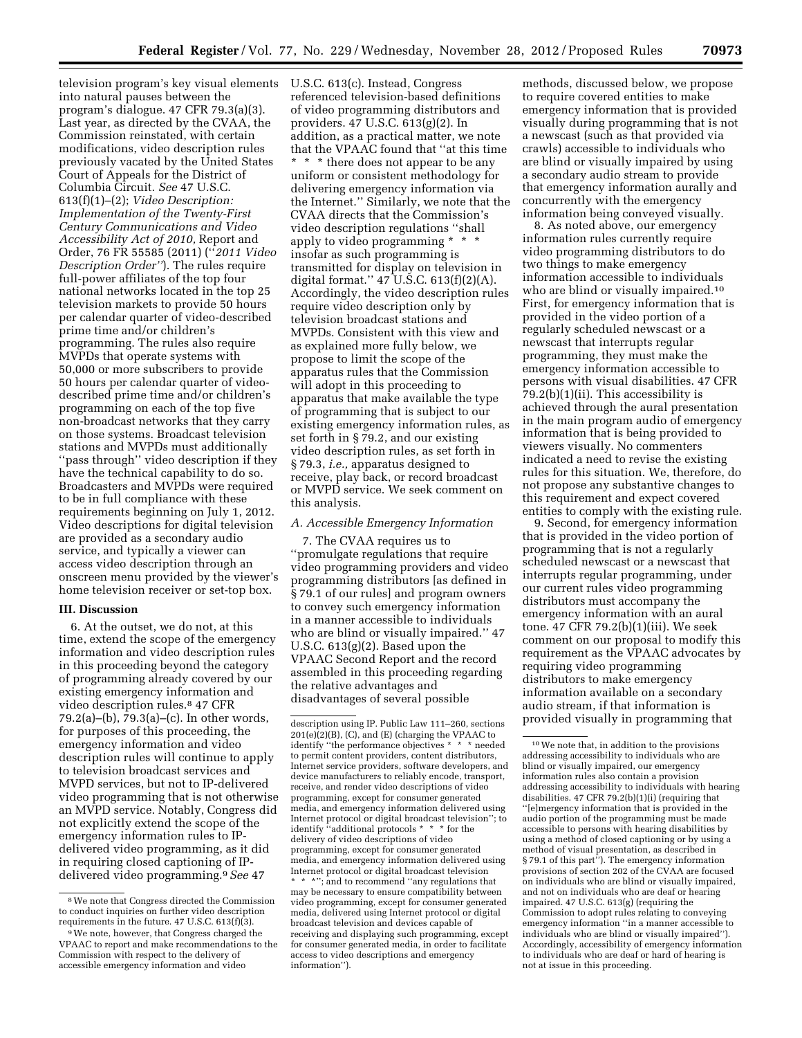television program's key visual elements into natural pauses between the program's dialogue. 47 CFR 79.3(a)(3). Last year, as directed by the CVAA, the Commission reinstated, with certain modifications, video description rules previously vacated by the United States Court of Appeals for the District of Columbia Circuit. *See* 47 U.S.C. 613(f)(1)–(2); *Video Description: Implementation of the Twenty-First Century Communications and Video Accessibility Act of 2010,* Report and Order, 76 FR 55585 (2011) (''*2011 Video Description Order''*). The rules require full-power affiliates of the top four national networks located in the top 25 television markets to provide 50 hours per calendar quarter of video-described prime time and/or children's programming. The rules also require MVPDs that operate systems with 50,000 or more subscribers to provide 50 hours per calendar quarter of video-described prime time and/or children's programming on each of the top five non-broadcast networks that they carry on those systems. Broadcast television stations and MVPDs must additionally ''pass through'' video description if they have the technical capability to do so. Broadcasters and MVPDs were required to be in full compliance with these requirements beginning on July 1, 2012. Video descriptions for digital television are provided as a secondary audio service, and typically a viewer can access video description through an onscreen menu provided by the viewer's home television receiver or set-top box.

## III. Discussion

6. At the outset, we do not, at this time, extend the scope of the emergency information and video description rules in this proceeding beyond the category of programming already covered by our existing emergency information and video description rules.[8] 47 CFR 79.2(a)–(b), 79.3(a)–(c). In other words, for purposes of this proceeding, the emergency information and video description rules will continue to apply to television broadcast services and MVPD services, but not to IP-delivered video programming that is not otherwise an MVPD service. Notably, Congress did not explicitly extend the scope of the emergency information rules to IP-delivered video programming, as it did in requiring closed captioning of IP-delivered video programming.[9] *See* 47 U.S.C. 613(c). Instead, Congress referenced television-based definitions of video programming distributors and providers. 47 U.S.C. 613(g)(2). In addition, as a practical matter, we note that the VPAAC found that ''at this time * * * there does not appear to be any uniform or consistent methodology for delivering emergency information via the Internet.'' Similarly, we note that the CVAA directs that the Commission's video description regulations ''shall apply to video programming * * * insofar as such programming is transmitted for display on television in digital format.'' 47 U.S.C. 613(f)(2)(A). Accordingly, the video description rules require video description only by television broadcast stations and MVPDs. Consistent with this view and as explained more fully below, we propose to limit the scope of the apparatus rules that the Commission will adopt in this proceeding to apparatus that make available the type of programming that is subject to our existing emergency information rules, as set forth in § 79.2, and our existing video description rules, as set forth in § 79.3, *i.e.,* apparatus designed to receive, play back, or record broadcast or MVPD service. We seek comment on this analysis.

### *A. Accessible Emergency Information*

7. The CVAA requires us to ''promulgate regulations that require video programming providers and video programming distributors [as defined in § 79.1 of our rules] and program owners to convey such emergency information in a manner accessible to individuals who are blind or visually impaired.'' 47 U.S.C. 613(g)(2). Based upon the VPAAC Second Report and the record assembled in this proceeding regarding the relative advantages and disadvantages of several possible methods, discussed below, we propose to require covered entities to make emergency information that is provided visually during programming that is not a newscast (such as that provided via crawls) accessible to individuals who are blind or visually impaired by using a secondary audio stream to provide that emergency information aurally and concurrently with the emergency information being conveyed visually.

8. As noted above, our emergency information rules currently require video programming distributors to do two things to make emergency information accessible to individuals who are blind or visually impaired.[10] First, for emergency information that is provided in the video portion of a regularly scheduled newscast or a newscast that interrupts regular programming, they must make the emergency information accessible to persons with visual disabilities. 47 CFR 79.2(b)(1)(ii). This accessibility is achieved through the aural presentation in the main program audio of emergency information that is being provided to viewers visually. No commenters indicated a need to revise the existing rules for this situation. We, therefore, do not propose any substantive changes to this requirement and expect covered entities to comply with the existing rule.

9. Second, for emergency information that is provided in the video portion of programming that is not a regularly scheduled newscast or a newscast that interrupts regular programming, under our current rules video programming distributors must accompany the emergency information with an aural tone. 47 CFR 79.2(b)(1)(iii). We seek comment on our proposal to modify this requirement as the VPAAC advocates by requiring video programming distributors to make emergency information available on a secondary audio stream, if that information is provided visually in programming that

---

[8] We note that Congress directed the Commission to conduct inquiries on further video description requirements in the future. 47 U.S.C. 613(f)(3).

[9] We note, however, that Congress charged the VPAAC to report and make recommendations to the Commission with respect to the delivery of accessible emergency information and video description using IP. Public Law 111–260, sections 201(e)(2)(B), (C), and (E) (charging the VPAAC to identify ''the performance objectives * * * needed to permit content providers, content distributors, Internet service providers, software developers, and device manufacturers to reliably encode, transport, receive, and render video descriptions of video programming, except for consumer generated media, and emergency information delivered using Internet protocol or digital broadcast television''; to identify ''additional protocols * * * for the delivery of video descriptions of video programming, except for consumer generated media, and emergency information delivered using Internet protocol or digital broadcast television * * *''; and to recommend ''any regulations that may be necessary to ensure compatibility between video programming, except for consumer generated media, delivered using Internet protocol or digital broadcast television and devices capable of receiving and displaying such programming, except for consumer generated media, in order to facilitate access to video descriptions and emergency information'').

[10] We note that, in addition to the provisions addressing accessibility to individuals who are blind or visually impaired, our emergency information rules also contain a provision addressing accessibility to individuals with hearing disabilities. 47 CFR 79.2(b)(1)(i) (requiring that ''[e]mergency information that is provided in the audio portion of the programming must be made accessible to persons with hearing disabilities by using a method of closed captioning or by using a method of visual presentation, as described in § 79.1 of this part''). The emergency information provisions of section 202 of the CVAA are focused on individuals who are blind or visually impaired, and not on individuals who are deaf or hearing impaired. 47 U.S.C. 613(g) (requiring the Commission to adopt rules relating to conveying emergency information ''in a manner accessible to individuals who are blind or visually impaired''). Accordingly, accessibility of emergency information to individuals who are deaf or hard of hearing is not at issue in this proceeding.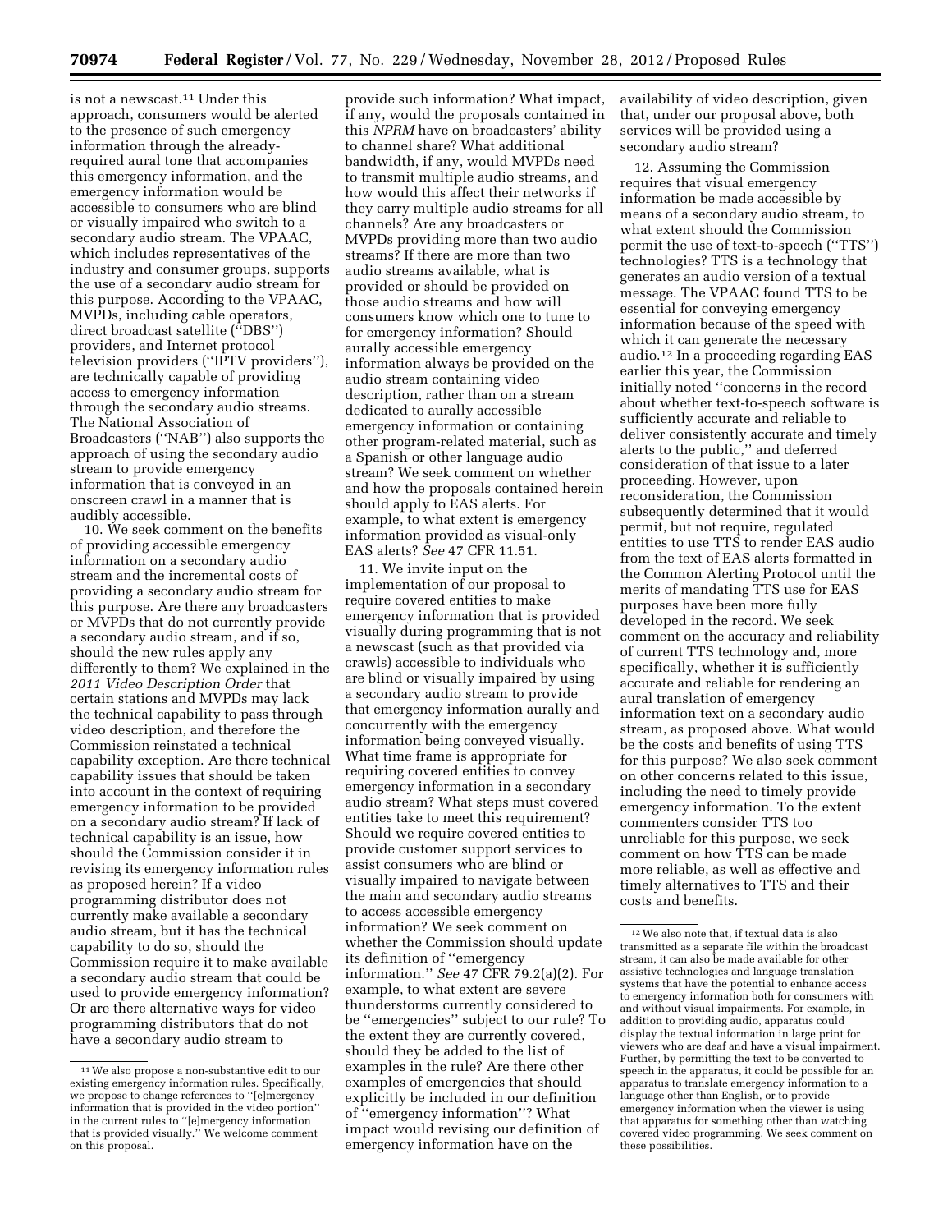is not a newscast.[11] Under this approach, consumers would be alerted to the presence of such emergency information through the already-required aural tone that accompanies this emergency information, and the emergency information would be accessible to consumers who are blind or visually impaired who switch to a secondary audio stream. The VPAAC, which includes representatives of the industry and consumer groups, supports the use of a secondary audio stream for this purpose. According to the VPAAC, MVPDs, including cable operators, direct broadcast satellite (''DBS'') providers, and Internet protocol television providers (''IPTV providers''), are technically capable of providing access to emergency information through the secondary audio streams. The National Association of Broadcasters (''NAB'') also supports the approach of using the secondary audio stream to provide emergency information that is conveyed in an onscreen crawl in a manner that is audibly accessible.

10. We seek comment on the benefits of providing accessible emergency information on a secondary audio stream and the incremental costs of providing a secondary audio stream for this purpose. Are there any broadcasters or MVPDs that do not currently provide a secondary audio stream, and if so, should the new rules apply any differently to them? We explained in the *2011 Video Description Order* that certain stations and MVPDs may lack the technical capability to pass through video description, and therefore the Commission reinstated a technical capability exception. Are there technical capability issues that should be taken into account in the context of requiring emergency information to be provided on a secondary audio stream? If lack of technical capability is an issue, how should the Commission consider it in revising its emergency information rules as proposed herein? If a video programming distributor does not currently make available a secondary audio stream, but it has the technical capability to do so, should the Commission require it to make available a secondary audio stream that could be used to provide emergency information? Or are there alternative ways for video programming distributors that do not have a secondary audio stream to provide such information? What impact, if any, would the proposals contained in this *NPRM* have on broadcasters' ability to channel share? What additional bandwidth, if any, would MVPDs need to transmit multiple audio streams, and how would this affect their networks if they carry multiple audio streams for all channels? Are any broadcasters or MVPDs providing more than two audio streams? If there are more than two audio streams available, what is provided or should be provided on those audio streams and how will consumers know which one to tune to for emergency information? Should aurally accessible emergency information always be provided on the audio stream containing video description, rather than on a stream dedicated to aurally accessible emergency information or containing other program-related material, such as a Spanish or other language audio stream? We seek comment on whether and how the proposals contained herein should apply to EAS alerts. For example, to what extent is emergency information provided as visual-only EAS alerts? *See* 47 CFR 11.51.

11. We invite input on the implementation of our proposal to require covered entities to make emergency information that is provided visually during programming that is not a newscast (such as that provided via crawls) accessible to individuals who are blind or visually impaired by using a secondary audio stream to provide that emergency information aurally and concurrently with the emergency information being conveyed visually. What time frame is appropriate for requiring covered entities to convey emergency information in a secondary audio stream? What steps must covered entities take to meet this requirement? Should we require covered entities to provide customer support services to assist consumers who are blind or visually impaired to navigate between the main and secondary audio streams to access accessible emergency information? We seek comment on whether the Commission should update its definition of ''emergency information.'' *See* 47 CFR 79.2(a)(2). For example, to what extent are severe thunderstorms currently considered to be ''emergencies'' subject to our rule? To the extent they are currently covered, should they be added to the list of examples in the rule? Are there other examples of emergencies that should explicitly be included in our definition of ''emergency information''? What impact would revising our definition of emergency information have on the availability of video description, given that, under our proposal above, both services will be provided using a secondary audio stream?

12. Assuming the Commission requires that visual emergency information be made accessible by means of a secondary audio stream, to what extent should the Commission permit the use of text-to-speech (''TTS'') technologies? TTS is a technology that generates an audio version of a textual message. The VPAAC found TTS to be essential for conveying emergency information because of the speed with which it can generate the necessary audio.[12] In a proceeding regarding EAS earlier this year, the Commission initially noted ''concerns in the record about whether text-to-speech software is sufficiently accurate and reliable to deliver consistently accurate and timely alerts to the public,'' and deferred consideration of that issue to a later proceeding. However, upon reconsideration, the Commission subsequently determined that it would permit, but not require, regulated entities to use TTS to render EAS audio from the text of EAS alerts formatted in the Common Alerting Protocol until the merits of mandating TTS use for EAS purposes have been more fully developed in the record. We seek comment on the accuracy and reliability of current TTS technology and, more specifically, whether it is sufficiently accurate and reliable for rendering an aural translation of emergency information text on a secondary audio stream, as proposed above. What would be the costs and benefits of using TTS for this purpose? We also seek comment on other concerns related to this issue, including the need to timely provide emergency information. To the extent commenters consider TTS too unreliable for this purpose, we seek comment on how TTS can be made more reliable, as well as effective and timely alternatives to TTS and their costs and benefits.

---

[11] We also propose a non-substantive edit to our existing emergency information rules. Specifically, we propose to change references to ''[e]mergency information that is provided in the video portion'' in the current rules to ''[e]mergency information that is provided visually.'' We welcome comment on this proposal.

[12] We also note that, if textual data is also transmitted as a separate file within the broadcast stream, it can also be made available for other assistive technologies and language translation systems that have the potential to enhance access to emergency information both for consumers with and without visual impairments. For example, in addition to providing audio, apparatus could display the textual information in large print for viewers who are deaf and have a visual impairment. Further, by permitting the text to be converted to speech in the apparatus, it could be possible for an apparatus to translate emergency information to a language other than English, or to provide emergency information when the viewer is using that apparatus for something other than watching covered video programming. We seek comment on these possibilities.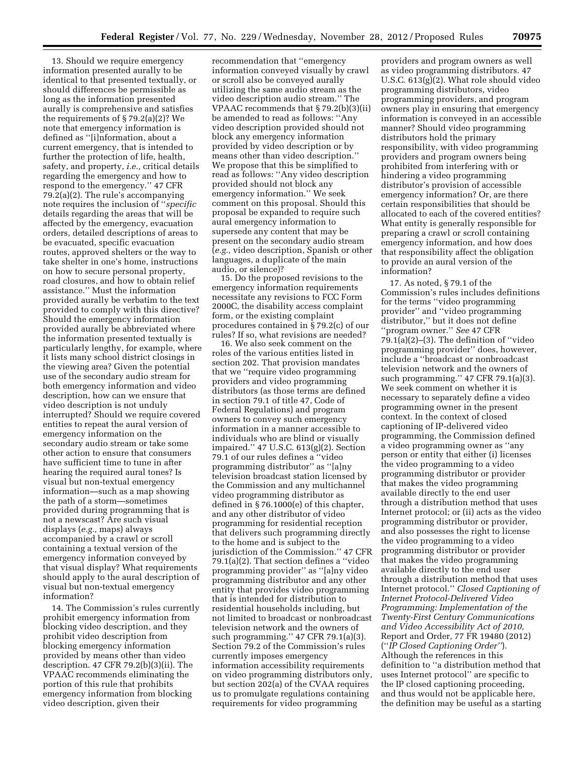13. Should we require emergency information presented aurally to be identical to that presented textually, or should differences be permissible as long as the information presented aurally is comprehensive and satisfies the requirements of § 79.2(a)(2)? We note that emergency information is defined as ''[i]nformation, about a current emergency, that is intended to further the protection of life, health, safety, and property, *i.e.,* critical details regarding the emergency and how to respond to the emergency.'' 47 CFR 79.2(a)(2). The rule's accompanying note requires the inclusion of ''*specific* details regarding the areas that will be affected by the emergency, evacuation orders, detailed descriptions of areas to be evacuated, specific evacuation routes, approved shelters or the way to take shelter in one's home, instructions on how to secure personal property, road closures, and how to obtain relief assistance.'' Must the information provided aurally be verbatim to the text provided to comply with this directive? Should the emergency information provided aurally be abbreviated where the information presented textually is particularly lengthy, for example, where it lists many school district closings in the viewing area? Given the potential use of the secondary audio stream for both emergency information and video description, how can we ensure that video description is not unduly interrupted? Should we require covered entities to repeat the aural version of emergency information on the secondary audio stream or take some other action to ensure that consumers have sufficient time to tune in after hearing the required aural tones? Is visual but non-textual emergency information—such as a map showing the path of a storm—sometimes provided during programming that is not a newscast? Are such visual displays (*e.g.,* maps) always accompanied by a crawl or scroll containing a textual version of the emergency information conveyed by that visual display? What requirements should apply to the aural description of visual but non-textual emergency information?

14. The Commission's rules currently prohibit emergency information from blocking video description, and they prohibit video description from blocking emergency information provided by means other than video description. 47 CFR 79.2(b)(3)(ii). The VPAAC recommends eliminating the portion of this rule that prohibits emergency information from blocking video description, given their recommendation that ''emergency information conveyed visually by crawl or scroll also be conveyed aurally utilizing the same audio stream as the video description audio stream.'' The VPAAC recommends that § 79.2(b)(3)(ii) be amended to read as follows: ''Any video description provided should not block any emergency information provided by video description or by means other than video description.'' We propose that this be simplified to read as follows: ''Any video description provided should not block any emergency information.'' We seek comment on this proposal. Should this proposal be expanded to require such aural emergency information to supersede any content that may be present on the secondary audio stream (*e.g.,* video description, Spanish or other languages, a duplicate of the main audio, or silence)?

15. Do the proposed revisions to the emergency information requirements necessitate any revisions to FCC Form 2000C, the disability access complaint form, or the existing complaint procedures contained in § 79.2(c) of our rules? If so, what revisions are needed?

16. We also seek comment on the roles of the various entities listed in section 202. That provision mandates that we ''require video programming providers and video programming distributors (as those terms are defined in section 79.1 of title 47, Code of Federal Regulations) and program owners to convey such emergency information in a manner accessible to individuals who are blind or visually impaired.'' 47 U.S.C. 613(g)(2). Section 79.1 of our rules defines a ''video programming distributor'' as ''[a]ny television broadcast station licensed by the Commission and any multichannel video programming distributor as defined in § 76.1000(e) of this chapter, and any other distributor of video programming for residential reception that delivers such programming directly to the home and is subject to the jurisdiction of the Commission.'' 47 CFR 79.1(a)(2). That section defines a ''video programming provider'' as ''[a]ny video programming distributor and any other entity that provides video programming that is intended for distribution to residential households including, but not limited to broadcast or nonbroadcast television network and the owners of such programming.'' 47 CFR 79.1(a)(3). Section 79.2 of the Commission's rules currently imposes emergency information accessibility requirements on video programming distributors only, but section 202(a) of the CVAA requires us to promulgate regulations containing requirements for video programming providers and program owners as well as video programming distributors. 47 U.S.C. 613(g)(2). What role should video programming distributors, video programming providers, and program owners play in ensuring that emergency information is conveyed in an accessible manner? Should video programming distributors hold the primary responsibility, with video programming providers and program owners being prohibited from interfering with or hindering a video programming distributor's provision of accessible emergency information? Or, are there certain responsibilities that should be allocated to each of the covered entities? What entity is generally responsible for preparing a crawl or scroll containing emergency information, and how does that responsibility affect the obligation to provide an aural version of the information?

17. As noted, § 79.1 of the Commission's rules includes definitions for the terms ''video programming provider'' and ''video programming distributor,'' but it does not define ''program owner.'' *See* 47 CFR 79.1(a)(2)–(3). The definition of ''video programming provider'' does, however, include a ''broadcast or nonbroadcast television network and the owners of such programming.'' 47 CFR 79.1(a)(3). We seek comment on whether it is necessary to separately define a video programming owner in the present context. In the context of closed captioning of IP-delivered video programming, the Commission defined a video programming owner as ''any person or entity that either (i) licenses the video programming to a video programming distributor or provider that makes the video programming available directly to the end user through a distribution method that uses Internet protocol; or (ii) acts as the video programming distributor or provider, and also possesses the right to license the video programming to a video programming distributor or provider that makes the video programming available directly to the end user through a distribution method that uses Internet protocol.'' *Closed Captioning of Internet Protocol-Delivered Video Programming: Implementation of the Twenty-First Century Communications and Video Accessibility Act of 2010,* Report and Order, 77 FR 19480 (2012) (''*IP Closed Captioning Order*''). Although the references in this definition to ''a distribution method that uses Internet protocol'' are specific to the IP closed captioning proceeding, and thus would not be applicable here, the definition may be useful as a starting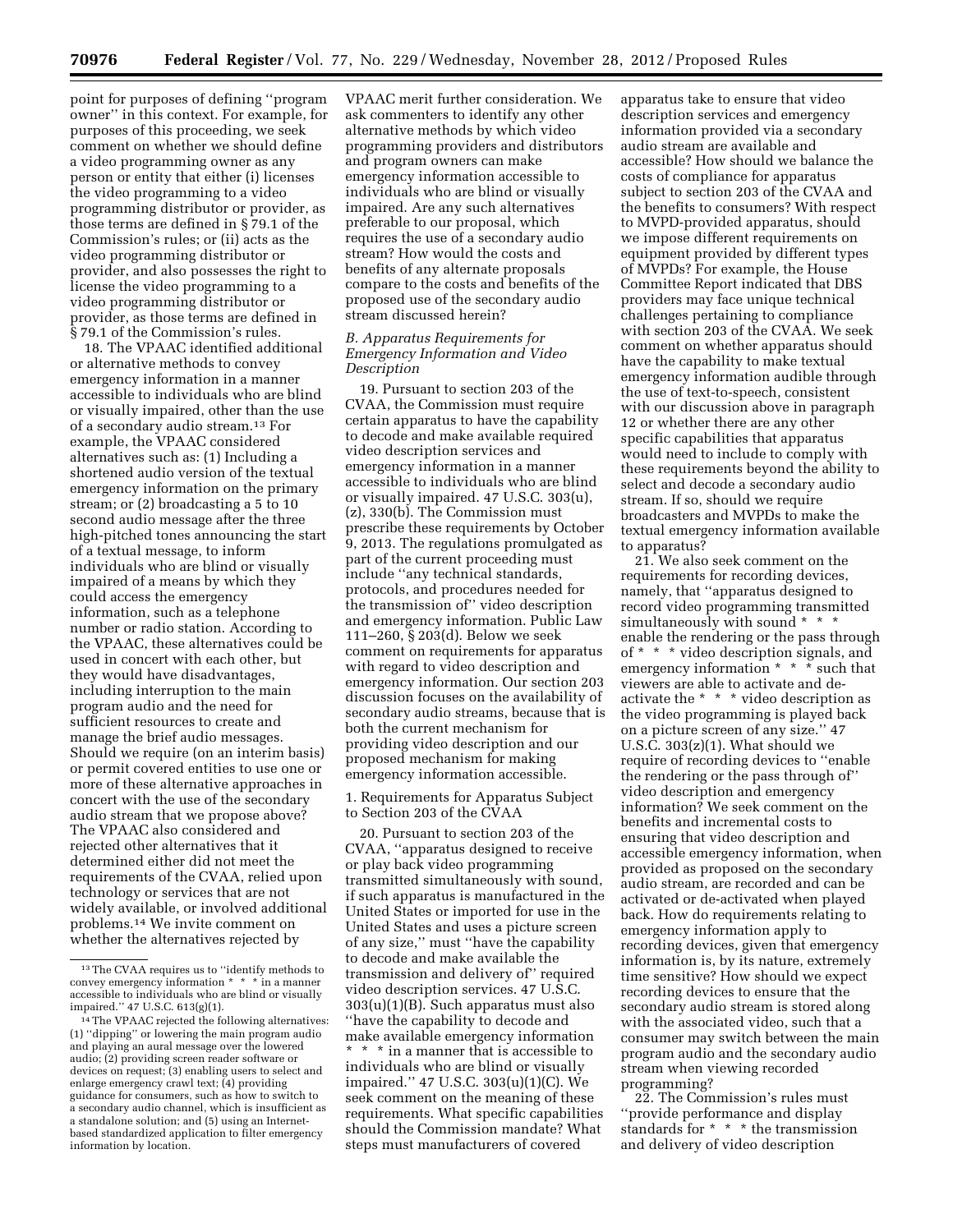point for purposes of defining ''program owner'' in this context. For example, for purposes of this proceeding, we seek comment on whether we should define a video programming owner as any person or entity that either (i) licenses the video programming to a video programming distributor or provider, as those terms are defined in § 79.1 of the Commission's rules; or (ii) acts as the video programming distributor or provider, and also possesses the right to license the video programming to a video programming distributor or provider, as those terms are defined in § 79.1 of the Commission's rules.

18. The VPAAC identified additional or alternative methods to convey emergency information in a manner accessible to individuals who are blind or visually impaired, other than the use of a secondary audio stream.[13] For example, the VPAAC considered alternatives such as: (1) Including a shortened audio version of the textual emergency information on the primary stream; or (2) broadcasting a 5 to 10 second audio message after the three high-pitched tones announcing the start of a textual message, to inform individuals who are blind or visually impaired of a means by which they could access the emergency information, such as a telephone number or radio station. According to the VPAAC, these alternatives could be used in concert with each other, but they would have disadvantages, including interruption to the main program audio and the need for sufficient resources to create and manage the brief audio messages. Should we require (on an interim basis) or permit covered entities to use one or more of these alternative approaches in concert with the use of the secondary audio stream that we propose above? The VPAAC also considered and rejected other alternatives that it determined either did not meet the requirements of the CVAA, relied upon technology or services that are not widely available, or involved additional problems.[14] We invite comment on whether the alternatives rejected by VPAAC merit further consideration. We ask commenters to identify any other alternative methods by which video programming providers and distributors and program owners can make emergency information accessible to individuals who are blind or visually impaired. Are any such alternatives preferable to our proposal, which requires the use of a secondary audio stream? How would the costs and benefits of any alternate proposals compare to the costs and benefits of the proposed use of the secondary audio stream discussed herein?

### *B. Apparatus Requirements for Emergency Information and Video Description*

19. Pursuant to section 203 of the CVAA, the Commission must require certain apparatus to have the capability to decode and make available required video description services and emergency information in a manner accessible to individuals who are blind or visually impaired. 47 U.S.C. 303(u), (z), 330(b). The Commission must prescribe these requirements by October 9, 2013. The regulations promulgated as part of the current proceeding must include ''any technical standards, protocols, and procedures needed for the transmission of'' video description and emergency information. Public Law 111–260, § 203(d). Below we seek comment on requirements for apparatus with regard to video description and emergency information. Our section 203 discussion focuses on the availability of secondary audio streams, because that is both the current mechanism for providing video description and our proposed mechanism for making emergency information accessible.

#### 1. Requirements for Apparatus Subject to Section 203 of the CVAA

20. Pursuant to section 203 of the CVAA, ''apparatus designed to receive or play back video programming transmitted simultaneously with sound, if such apparatus is manufactured in the United States or imported for use in the United States and uses a picture screen of any size,'' must ''have the capability to decode and make available the transmission and delivery of'' required video description services. 47 U.S.C. 303(u)(1)(B). Such apparatus must also ''have the capability to decode and make available emergency information * * * in a manner that is accessible to individuals who are blind or visually impaired.'' 47 U.S.C. 303(u)(1)(C). We seek comment on the meaning of these requirements. What specific capabilities should the Commission mandate? What steps must manufacturers of covered apparatus take to ensure that video description services and emergency information provided via a secondary audio stream are available and accessible? How should we balance the costs of compliance for apparatus subject to section 203 of the CVAA and the benefits to consumers? With respect to MVPD-provided apparatus, should we impose different requirements on equipment provided by different types of MVPDs? For example, the House Committee Report indicated that DBS providers may face unique technical challenges pertaining to compliance with section 203 of the CVAA. We seek comment on whether apparatus should have the capability to make textual emergency information audible through the use of text-to-speech, consistent with our discussion above in paragraph 12 or whether there are any other specific capabilities that apparatus would need to include to comply with these requirements beyond the ability to select and decode a secondary audio stream. If so, should we require broadcasters and MVPDs to make the textual emergency information available to apparatus?

21. We also seek comment on the requirements for recording devices, namely, that ''apparatus designed to record video programming transmitted simultaneously with sound * * * enable the rendering or the pass through of * * * video description signals, and emergency information * * * such that viewers are able to activate and de-activate the * * * video description as the video programming is played back on a picture screen of any size.'' 47 U.S.C. 303(z)(1). What should we require of recording devices to ''enable the rendering or the pass through of'' video description and emergency information? We seek comment on the benefits and incremental costs to ensuring that video description and accessible emergency information, when provided as proposed on the secondary audio stream, are recorded and can be activated or de-activated when played back. How do requirements relating to emergency information apply to recording devices, given that emergency information is, by its nature, extremely time sensitive? How should we expect recording devices to ensure that the secondary audio stream is stored along with the associated video, such that a consumer may switch between the main program audio and the secondary audio stream when viewing recorded programming?

22. The Commission's rules must ''provide performance and display standards for * * * the transmission and delivery of video description

---

[13] The CVAA requires us to ''identify methods to convey emergency information * * * in a manner accessible to individuals who are blind or visually impaired.'' 47 U.S.C. 613(g)(1).

[14] The VPAAC rejected the following alternatives: (1) ''dipping'' or lowering the main program audio and playing an aural message over the lowered audio; (2) providing screen reader software or devices on request; (3) enabling users to select and enlarge emergency crawl text; (4) providing guidance for consumers, such as how to switch to a secondary audio channel, which is insufficient as a standalone solution; and (5) using an Internet-based standardized application to filter emergency information by location.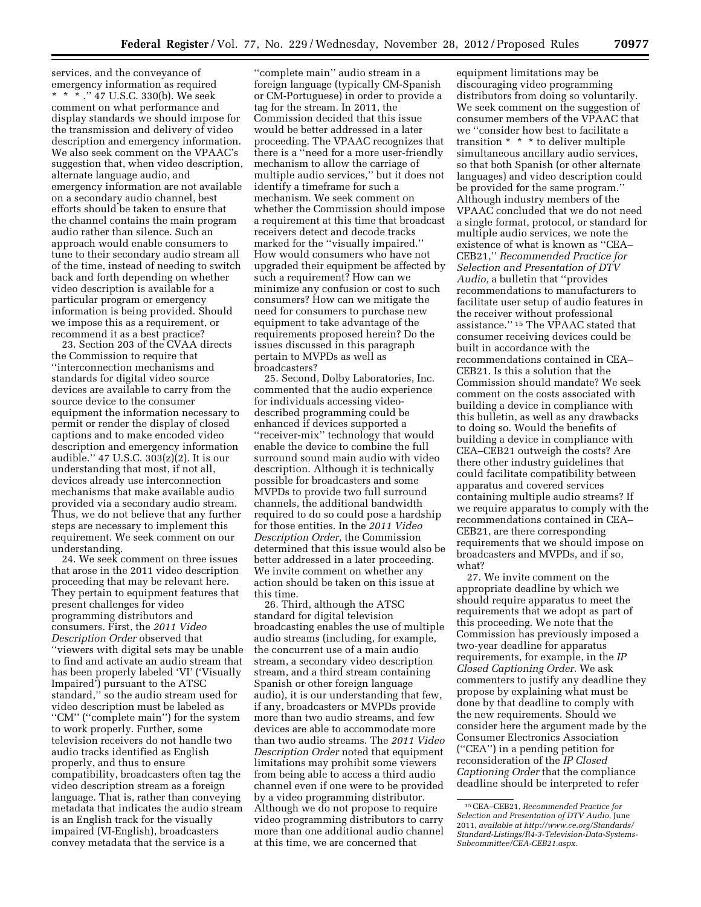services, and the conveyance of emergency information as required * * *.'' 47 U.S.C. 330(b). We seek comment on what performance and display standards we should impose for the transmission and delivery of video description and emergency information. We also seek comment on the VPAAC's suggestion that, when video description, alternate language audio, and emergency information are not available on a secondary audio channel, best efforts should be taken to ensure that the channel contains the main program audio rather than silence. Such an approach would enable consumers to tune to their secondary audio stream all of the time, instead of needing to switch back and forth depending on whether video description is available for a particular program or emergency information is being provided. Should we impose this as a requirement, or recommend it as a best practice?

23. Section 203 of the CVAA directs the Commission to require that ''interconnection mechanisms and standards for digital video source devices are available to carry from the source device to the consumer equipment the information necessary to permit or render the display of closed captions and to make encoded video description and emergency information audible.'' 47 U.S.C. 303(z)(2). It is our understanding that most, if not all, devices already use interconnection mechanisms that make available audio provided via a secondary audio stream. Thus, we do not believe that any further steps are necessary to implement this requirement. We seek comment on our understanding.

24. We seek comment on three issues that arose in the 2011 video description proceeding that may be relevant here. They pertain to equipment features that present challenges for video programming distributors and consumers. First, the *2011 Video Description Order* observed that ''viewers with digital sets may be unable to find and activate an audio stream that has been properly labeled 'VI' ('Visually Impaired') pursuant to the ATSC standard,'' so the audio stream used for video description must be labeled as ''CM'' (''complete main'') for the system to work properly. Further, some television receivers do not handle two audio tracks identified as English properly, and thus to ensure compatibility, broadcasters often tag the video description stream as a foreign language. That is, rather than conveying metadata that indicates the audio stream is an English track for the visually impaired (VI-English), broadcasters convey metadata that the service is a ''complete main'' audio stream in a foreign language (typically CM-Spanish or CM-Portuguese) in order to provide a tag for the stream. In 2011, the Commission decided that this issue would be better addressed in a later proceeding. The VPAAC recognizes that there is a ''need for a more user-friendly mechanism to allow the carriage of multiple audio services,'' but it does not identify a timeframe for such a mechanism. We seek comment on whether the Commission should impose a requirement at this time that broadcast receivers detect and decode tracks marked for the ''visually impaired.'' How would consumers who have not upgraded their equipment be affected by such a requirement? How can we minimize any confusion or cost to such consumers? How can we mitigate the need for consumers to purchase new equipment to take advantage of the requirements proposed herein? Do the issues discussed in this paragraph pertain to MVPDs as well as broadcasters?

25. Second, Dolby Laboratories, Inc. commented that the audio experience for individuals accessing video-described programming could be enhanced if devices supported a ''receiver-mix'' technology that would enable the device to combine the full surround sound main audio with video description. Although it is technically possible for broadcasters and some MVPDs to provide two full surround channels, the additional bandwidth required to do so could pose a hardship for those entities. In the *2011 Video Description Order,* the Commission determined that this issue would also be better addressed in a later proceeding. We invite comment on whether any action should be taken on this issue at this time.

26. Third, although the ATSC standard for digital television broadcasting enables the use of multiple audio streams (including, for example, the concurrent use of a main audio stream, a secondary video description stream, and a third stream containing Spanish or other foreign language audio), it is our understanding that few, if any, broadcasters or MVPDs provide more than two audio streams, and few devices are able to accommodate more than two audio streams. The *2011 Video Description Order* noted that equipment limitations may prohibit some viewers from being able to access a third audio channel even if one were to be provided by a video programming distributor. Although we do not propose to require video programming distributors to carry more than one additional audio channel at this time, we are concerned that equipment limitations may be discouraging video programming distributors from doing so voluntarily. We seek comment on the suggestion of consumer members of the VPAAC that we ''consider how best to facilitate a transition * * * to deliver multiple simultaneous ancillary audio services, so that both Spanish (or other alternate languages) and video description could be provided for the same program.'' Although industry members of the VPAAC concluded that we do not need a single format, protocol, or standard for multiple audio services, we note the existence of what is known as ''CEA–CEB21,'' *Recommended Practice for Selection and Presentation of DTV Audio,* a bulletin that ''provides recommendations to manufacturers to facilitate user setup of audio features in the receiver without professional assistance.'' [15] The VPAAC stated that consumer receiving devices could be built in accordance with the recommendations contained in CEA–CEB21. Is this a solution that the Commission should mandate? We seek comment on the costs associated with building a device in compliance with this bulletin, as well as any drawbacks to doing so. Would the benefits of building a device in compliance with CEA–CEB21 outweigh the costs? Are there other industry guidelines that could facilitate compatibility between apparatus and covered services containing multiple audio streams? If we require apparatus to comply with the recommendations contained in CEA–CEB21, are there corresponding requirements that we should impose on broadcasters and MVPDs, and if so, what?

27. We invite comment on the appropriate deadline by which we should require apparatus to meet the requirements that we adopt as part of this proceeding. We note that the Commission has previously imposed a two-year deadline for apparatus requirements, for example, in the *IP Closed Captioning Order.* We ask commenters to justify any deadline they propose by explaining what must be done by that deadline to comply with the new requirements. Should we consider here the argument made by the Consumer Electronics Association (''CEA'') in a pending petition for reconsideration of the *IP Closed Captioning Order* that the compliance deadline should be interpreted to refer

---

[15] CEA–CEB21, *Recommended Practice for Selection and Presentation of DTV Audio,* June 2011, *available at http://www.ce.org/Standards/Standard-Listings/R4-3-Television-Data-Systems-Subcommittee/CEA-CEB21.aspx.*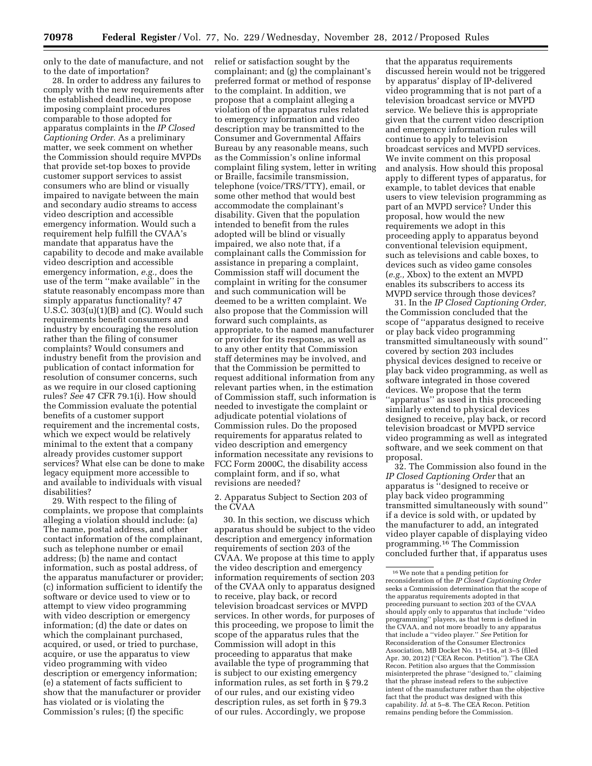only to the date of manufacture, and not to the date of importation?

28. In order to address any failures to comply with the new requirements after the established deadline, we propose imposing complaint procedures comparable to those adopted for apparatus complaints in the *IP Closed Captioning Order.* As a preliminary matter, we seek comment on whether the Commission should require MVPDs that provide set-top boxes to provide customer support services to assist consumers who are blind or visually impaired to navigate between the main and secondary audio streams to access video description and accessible emergency information. Would such a requirement help fulfill the CVAA's mandate that apparatus have the capability to decode and make available video description and accessible emergency information, *e.g.,* does the use of the term "make available" in the statute reasonably encompass more than simply apparatus functionality? 47 U.S.C. 303(u)(1)(B) and (C). Would such requirements benefit consumers and industry by encouraging the resolution rather than the filing of consumer complaints? Would consumers and industry benefit from the provision and publication of contact information for resolution of consumer concerns, such as we require in our closed captioning rules? *See* 47 CFR 79.1(i). How should the Commission evaluate the potential benefits of a customer support requirement and the incremental costs, which we expect would be relatively minimal to the extent that a company already provides customer support services? What else can be done to make legacy equipment more accessible to and available to individuals with visual disabilities?

29. With respect to the filing of complaints, we propose that complaints alleging a violation should include: (a) The name, postal address, and other contact information of the complainant, such as telephone number or email address; (b) the name and contact information, such as postal address, of the apparatus manufacturer or provider; (c) information sufficient to identify the software or device used to view or to attempt to view video programming with video description or emergency information; (d) the date or dates on which the complainant purchased, acquired, or used, or tried to purchase, acquire, or use the apparatus to view video programming with video description or emergency information; (e) a statement of facts sufficient to show that the manufacturer or provider has violated or is violating the Commission's rules; (f) the specific relief or satisfaction sought by the complainant; and (g) the complainant's preferred format or method of response to the complaint. In addition, we propose that a complaint alleging a violation of the apparatus rules related to emergency information and video description may be transmitted to the Consumer and Governmental Affairs Bureau by any reasonable means, such as the Commission's online informal complaint filing system, letter in writing or Braille, facsimile transmission, telephone (voice/TRS/TTY), email, or some other method that would best accommodate the complainant's disability. Given that the population intended to benefit from the rules adopted will be blind or visually impaired, we also note that, if a complainant calls the Commission for assistance in preparing a complaint, Commission staff will document the complaint in writing for the consumer and such communication will be deemed to be a written complaint. We also propose that the Commission will forward such complaints, as appropriate, to the named manufacturer or provider for its response, as well as to any other entity that Commission staff determines may be involved, and that the Commission be permitted to request additional information from any relevant parties when, in the estimation of Commission staff, such information is needed to investigate the complaint or adjudicate potential violations of Commission rules. Do the proposed requirements for apparatus related to video description and emergency information necessitate any revisions to FCC Form 2000C, the disability access complaint form, and if so, what revisions are needed?

## 2. Apparatus Subject to Section 203 of the CVAA

30. In this section, we discuss which apparatus should be subject to the video description and emergency information requirements of section 203 of the CVAA. We propose at this time to apply the video description and emergency information requirements of section 203 of the CVAA only to apparatus designed to receive, play back, or record television broadcast services or MVPD services. In other words, for purposes of this proceeding, we propose to limit the scope of the apparatus rules that the Commission will adopt in this proceeding to apparatus that make available the type of programming that is subject to our existing emergency information rules, as set forth in § 79.2 of our rules, and our existing video description rules, as set forth in § 79.3 of our rules. Accordingly, we propose that the apparatus requirements discussed herein would not be triggered by apparatus' display of IP-delivered video programming that is not part of a television broadcast service or MVPD service. We believe this is appropriate given that the current video description and emergency information rules will continue to apply to television broadcast services and MVPD services. We invite comment on this proposal and analysis. How should this proposal apply to different types of apparatus, for example, to tablet devices that enable users to view television programming as part of an MVPD service? Under this proposal, how would the new requirements we adopt in this proceeding apply to apparatus beyond conventional television equipment, such as televisions and cable boxes, to devices such as video game consoles (*e.g.,* Xbox) to the extent an MVPD enables its subscribers to access its MVPD service through those devices?

31. In the *IP Closed Captioning Order,* the Commission concluded that the scope of "apparatus designed to receive or play back video programming transmitted simultaneously with sound" covered by section 203 includes physical devices designed to receive or play back video programming, as well as software integrated in those covered devices. We propose that the term "apparatus" as used in this proceeding similarly extend to physical devices designed to receive, play back, or record television broadcast or MVPD service video programming as well as integrated software, and we seek comment on that proposal.

32. The Commission also found in the *IP Closed Captioning Order* that an apparatus is "designed to receive or play back video programming transmitted simultaneously with sound" if a device is sold with, or updated by the manufacturer to add, an integrated video player capable of displaying video programming.[16] The Commission concluded further that, if apparatus uses

[16] We note that a pending petition for reconsideration of the *IP Closed Captioning Order* seeks a Commission determination that the scope of the apparatus requirements adopted in that proceeding pursuant to section 203 of the CVAA should apply only to apparatus that include "video programming" players, as that term is defined in the CVAA, and not more broadly to any apparatus that include a "video player." *See* Petition for Reconsideration of the Consumer Electronics Association, MB Docket No. 11–154, at 3–5 (filed Apr. 30, 2012) ("CEA Recon. Petition"). The CEA Recon. Petition also argues that the Commission misinterpreted the phrase "designed to," claiming that the phrase instead refers to the subjective intent of the manufacturer rather than the objective fact that the product was designed with this capability. *Id.* at 5–8. The CEA Recon. Petition remains pending before the Commission.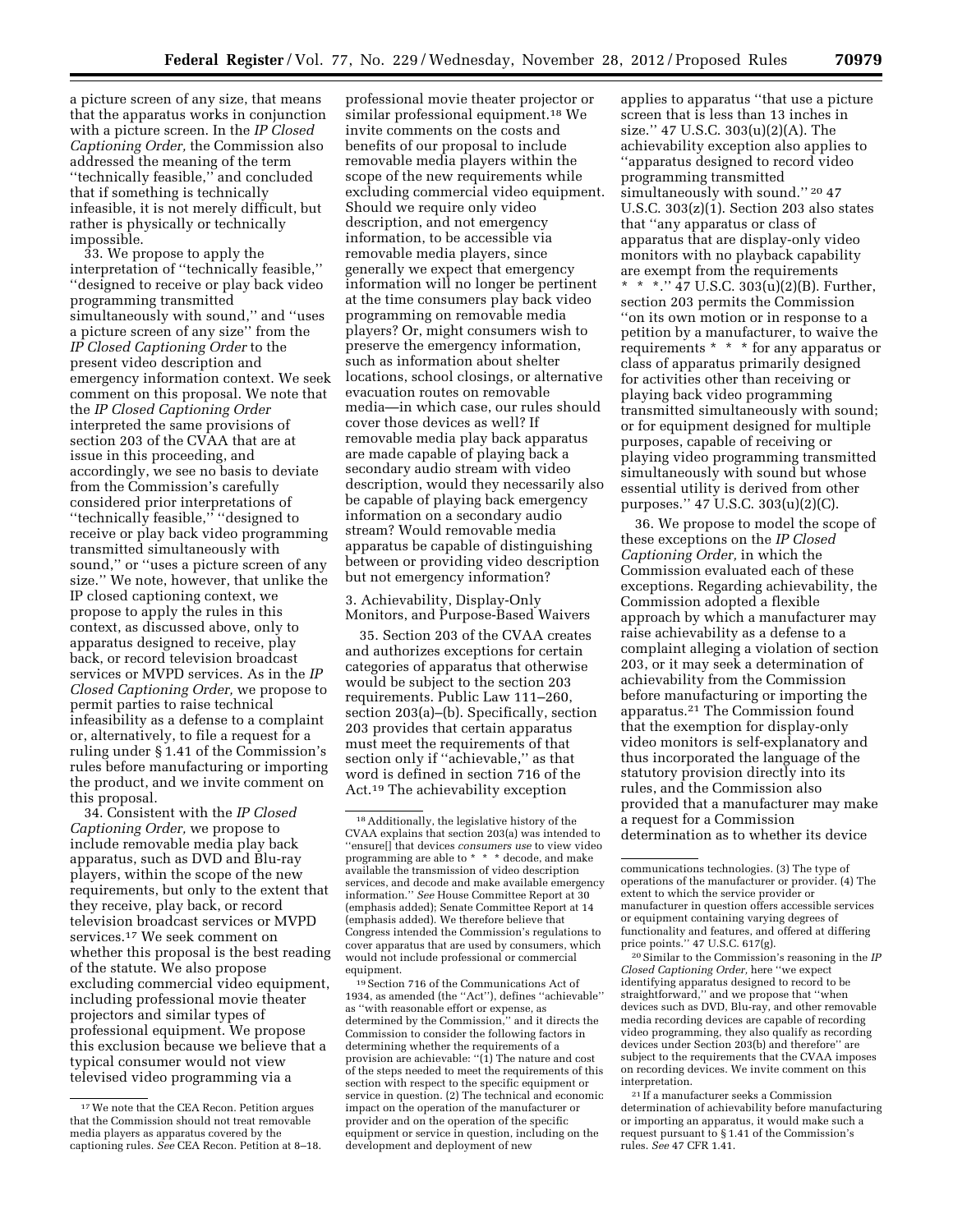a picture screen of any size, that means that the apparatus works in conjunction with a picture screen. In the *IP Closed Captioning Order,* the Commission also addressed the meaning of the term ''technically feasible,'' and concluded that if something is technically infeasible, it is not merely difficult, but rather is physically or technically impossible.

33. We propose to apply the interpretation of ''technically feasible,'' ''designed to receive or play back video programming transmitted simultaneously with sound,'' and ''uses a picture screen of any size'' from the *IP Closed Captioning Order* to the present video description and emergency information context. We seek comment on this proposal. We note that the *IP Closed Captioning Order* interpreted the same provisions of section 203 of the CVAA that are at issue in this proceeding, and accordingly, we see no basis to deviate from the Commission's carefully considered prior interpretations of ''technically feasible,'' ''designed to receive or play back video programming transmitted simultaneously with sound,'' or ''uses a picture screen of any size.'' We note, however, that unlike the IP closed captioning context, we propose to apply the rules in this context, as discussed above, only to apparatus designed to receive, play back, or record television broadcast services or MVPD services. As in the *IP Closed Captioning Order,* we propose to permit parties to raise technical infeasibility as a defense to a complaint or, alternatively, to file a request for a ruling under § 1.41 of the Commission's rules before manufacturing or importing the product, and we invite comment on this proposal.

34. Consistent with the *IP Closed Captioning Order,* we propose to include removable media play back apparatus, such as DVD and Blu-ray players, within the scope of the new requirements, but only to the extent that they receive, play back, or record television broadcast services or MVPD services.[17] We seek comment on whether this proposal is the best reading of the statute. We also propose excluding commercial video equipment, including professional movie theater projectors and similar types of professional equipment. We propose this exclusion because we believe that a typical consumer would not view televised video programming via a professional movie theater projector or similar professional equipment.[18] We invite comments on the costs and benefits of our proposal to include removable media players within the scope of the new requirements while excluding commercial video equipment. Should we require only video description, and not emergency information, to be accessible via removable media players, since generally we expect that emergency information will no longer be pertinent at the time consumers play back video programming on removable media players? Or, might consumers wish to preserve the emergency information, such as information about shelter locations, school closings, or alternative evacuation routes on removable media—in which case, our rules should cover those devices as well? If removable media play back apparatus are made capable of playing back a secondary audio stream with video description, would they necessarily also be capable of playing back emergency information on a secondary audio stream? Would removable media apparatus be capable of distinguishing between or providing video description but not emergency information?

### 3. Achievability, Display-Only Monitors, and Purpose-Based Waivers

35. Section 203 of the CVAA creates and authorizes exceptions for certain categories of apparatus that otherwise would be subject to the section 203 requirements. Public Law 111–260, section 203(a)–(b). Specifically, section 203 provides that certain apparatus must meet the requirements of that section only if ''achievable,'' as that word is defined in section 716 of the Act.[19] The achievability exception applies to apparatus ''that use a picture screen that is less than 13 inches in size.'' 47 U.S.C. 303(u)(2)(A). The achievability exception also applies to ''apparatus designed to record video programming transmitted simultaneously with sound.'' [20] 47 U.S.C. 303(z)(1). Section 203 also states that ''any apparatus or class of apparatus that are display-only video monitors with no playback capability are exempt from the requirements * * *.'' 47 U.S.C. 303(u)(2)(B). Further, section 203 permits the Commission ''on its own motion or in response to a petition by a manufacturer, to waive the requirements * * * for any apparatus or class of apparatus primarily designed for activities other than receiving or playing back video programming transmitted simultaneously with sound; or for equipment designed for multiple purposes, capable of receiving or playing video programming transmitted simultaneously with sound but whose essential utility is derived from other purposes.'' 47 U.S.C. 303(u)(2)(C).

36. We propose to model the scope of these exceptions on the *IP Closed Captioning Order,* in which the Commission evaluated each of these exceptions. Regarding achievability, the Commission adopted a flexible approach by which a manufacturer may raise achievability as a defense to a complaint alleging a violation of section 203, or it may seek a determination of achievability from the Commission before manufacturing or importing the apparatus.[21] The Commission found that the exemption for display-only video monitors is self-explanatory and thus incorporated the language of the statutory provision directly into its rules, and the Commission also provided that a manufacturer may make a request for a Commission determination as to whether its device

---

[17] We note that the CEA Recon. Petition argues that the Commission should not treat removable media players as apparatus covered by the captioning rules. *See* CEA Recon. Petition at 8–18.

[18] Additionally, the legislative history of the CVAA explains that section 203(a) was intended to ''ensure[] that devices *consumers use* to view video programming are able to * * * decode, and make available the transmission of video description services, and decode and make available emergency information.'' *See* House Committee Report at 30 (emphasis added); Senate Committee Report at 14 (emphasis added). We therefore believe that Congress intended the Commission's regulations to cover apparatus that are used by consumers, which would not include professional or commercial equipment.

[19] Section 716 of the Communications Act of 1934, as amended (the ''Act''), defines ''achievable'' as ''with reasonable effort or expense, as determined by the Commission,'' and it directs the Commission to consider the following factors in determining whether the requirements of a provision are achievable: ''(1) The nature and cost of the steps needed to meet the requirements of this section with respect to the specific equipment or service in question. (2) The technical and economic impact on the operation of the manufacturer or provider and on the operation of the specific equipment or service in question, including on the development and deployment of new communications technologies. (3) The type of operations of the manufacturer or provider. (4) The extent to which the service provider or manufacturer in question offers accessible services or equipment containing varying degrees of functionality and features, and offered at differing price points.'' 47 U.S.C. 617(g).

[20] Similar to the Commission's reasoning in the *IP Closed Captioning Order,* here ''we expect identifying apparatus designed to record to be straightforward,'' and we propose that ''when devices such as DVD, Blu-ray, and other removable media recording devices are capable of recording video programming, they also qualify as recording devices under Section 203(b) and therefore'' are subject to the requirements that the CVAA imposes on recording devices. We invite comment on this interpretation.

[21] If a manufacturer seeks a Commission determination of achievability before manufacturing or importing an apparatus, it would make such a request pursuant to § 1.41 of the Commission's rules. *See* 47 CFR 1.41.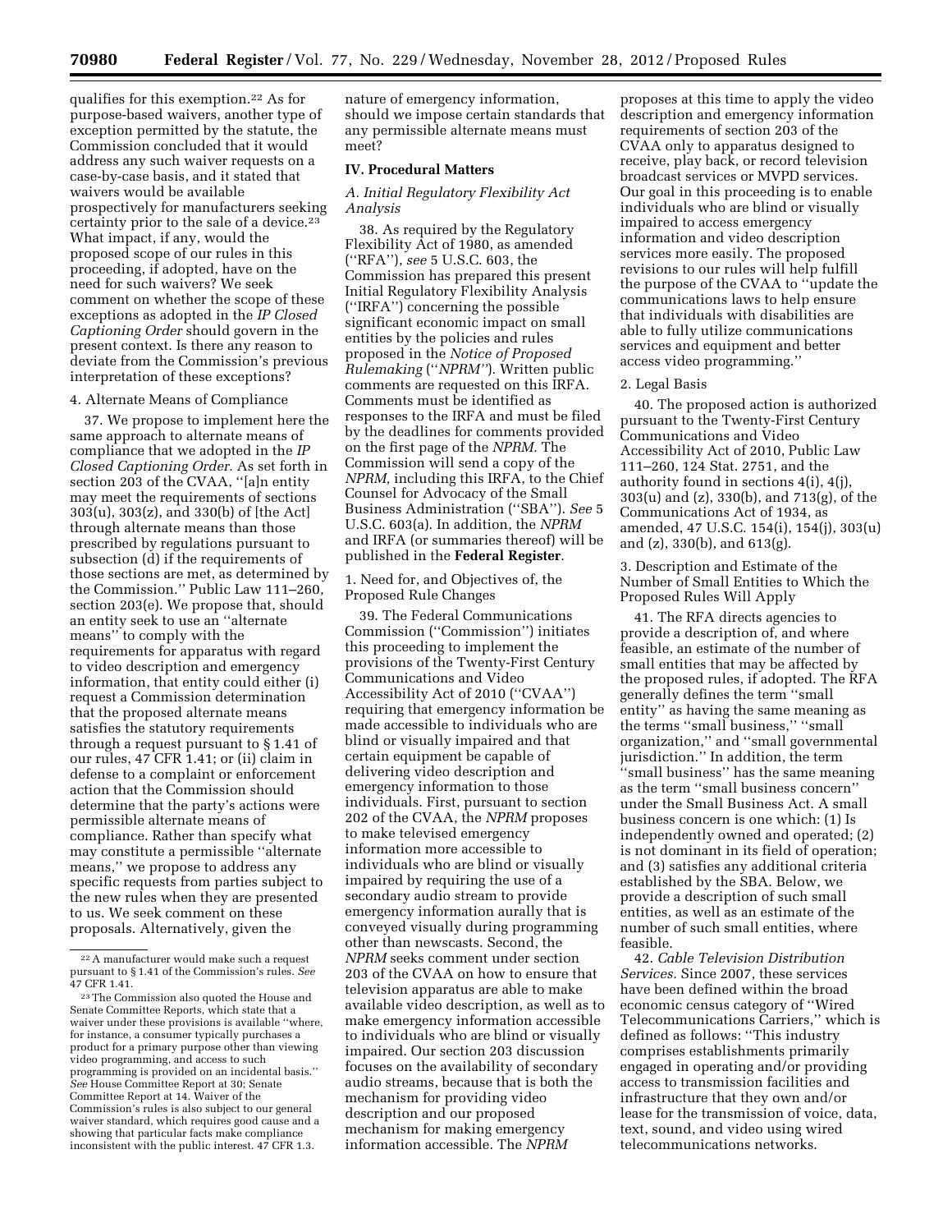qualifies for this exemption.[22] As for purpose-based waivers, another type of exception permitted by the statute, the Commission concluded that it would address any such waiver requests on a case-by-case basis, and it stated that waivers would be available prospectively for manufacturers seeking certainty prior to the sale of a device.[23] What impact, if any, would the proposed scope of our rules in this proceeding, if adopted, have on the need for such waivers? We seek comment on whether the scope of these exceptions as adopted in the *IP Closed Captioning Order* should govern in the present context. Is there any reason to deviate from the Commission's previous interpretation of these exceptions?

#### 4. Alternate Means of Compliance

37. We propose to implement here the same approach to alternate means of compliance that we adopted in the *IP Closed Captioning Order.* As set forth in section 203 of the CVAA, ''[a]n entity may meet the requirements of sections 303(u), 303(z), and 330(b) of [the Act] through alternate means than those prescribed by regulations pursuant to subsection (d) if the requirements of those sections are met, as determined by the Commission.'' Public Law 111–260, section 203(e). We propose that, should an entity seek to use an ''alternate means'' to comply with the requirements for apparatus with regard to video description and emergency information, that entity could either (i) request a Commission determination that the proposed alternate means satisfies the statutory requirements through a request pursuant to § 1.41 of our rules, 47 CFR 1.41; or (ii) claim in defense to a complaint or enforcement action that the Commission should determine that the party's actions were permissible alternate means of compliance. Rather than specify what may constitute a permissible ''alternate means,'' we propose to address any specific requests from parties subject to the new rules when they are presented to us. We seek comment on these proposals. Alternatively, given the nature of emergency information, should we impose certain standards that any permissible alternate means must meet?

## IV. Procedural Matters

### *A. Initial Regulatory Flexibility Act Analysis*

38. As required by the Regulatory Flexibility Act of 1980, as amended (''RFA''), *see* 5 U.S.C. 603, the Commission has prepared this present Initial Regulatory Flexibility Analysis (''IRFA'') concerning the possible significant economic impact on small entities by the policies and rules proposed in the *Notice of Proposed Rulemaking* (''*NPRM*''). Written public comments are requested on this IRFA. Comments must be identified as responses to the IRFA and must be filed by the deadlines for comments provided on the first page of the *NPRM.* The Commission will send a copy of the *NPRM,* including this IRFA, to the Chief Counsel for Advocacy of the Small Business Administration (''SBA''). *See* 5 U.S.C. 603(a). In addition, the *NPRM* and IRFA (or summaries thereof) will be published in the **Federal Register**.

#### 1. Need for, and Objectives of, the Proposed Rule Changes

39. The Federal Communications Commission (''Commission'') initiates this proceeding to implement the provisions of the Twenty-First Century Communications and Video Accessibility Act of 2010 (''CVAA'') requiring that emergency information be made accessible to individuals who are blind or visually impaired and that certain equipment be capable of delivering video description and emergency information to those individuals. First, pursuant to section 202 of the CVAA, the *NPRM* proposes to make televised emergency information more accessible to individuals who are blind or visually impaired by requiring the use of a secondary audio stream to provide emergency information aurally that is conveyed visually during programming other than newscasts. Second, the *NPRM* seeks comment under section 203 of the CVAA on how to ensure that television apparatus are able to make available video description, as well as to make emergency information accessible to individuals who are blind or visually impaired. Our section 203 discussion focuses on the availability of secondary audio streams, because that is both the mechanism for providing video description and our proposed mechanism for making emergency information accessible. The *NPRM* proposes at this time to apply the video description and emergency information requirements of section 203 of the CVAA only to apparatus designed to receive, play back, or record television broadcast services or MVPD services. Our goal in this proceeding is to enable individuals who are blind or visually impaired to access emergency information and video description services more easily. The proposed revisions to our rules will help fulfill the purpose of the CVAA to ''update the communications laws to help ensure that individuals with disabilities are able to fully utilize communications services and equipment and better access video programming.''

#### 2. Legal Basis

40. The proposed action is authorized pursuant to the Twenty-First Century Communications and Video Accessibility Act of 2010, Public Law 111–260, 124 Stat. 2751, and the authority found in sections 4(i), 4(j), 303(u) and (z), 330(b), and 713(g), of the Communications Act of 1934, as amended, 47 U.S.C. 154(i), 154(j), 303(u) and (z), 330(b), and 613(g).

#### 3. Description and Estimate of the Number of Small Entities to Which the Proposed Rules Will Apply

41. The RFA directs agencies to provide a description of, and where feasible, an estimate of the number of small entities that may be affected by the proposed rules, if adopted. The RFA generally defines the term ''small entity'' as having the same meaning as the terms ''small business,'' ''small organization,'' and ''small governmental jurisdiction.'' In addition, the term ''small business'' has the same meaning as the term ''small business concern'' under the Small Business Act. A small business concern is one which: (1) Is independently owned and operated; (2) is not dominant in its field of operation; and (3) satisfies any additional criteria established by the SBA. Below, we provide a description of such small entities, as well as an estimate of the number of such small entities, where feasible.

42. *Cable Television Distribution Services.* Since 2007, these services have been defined within the broad economic census category of ''Wired Telecommunications Carriers,'' which is defined as follows: ''This industry comprises establishments primarily engaged in operating and/or providing access to transmission facilities and infrastructure that they own and/or lease for the transmission of voice, data, text, sound, and video using wired telecommunications networks.

---

[22] A manufacturer would make such a request pursuant to § 1.41 of the Commission's rules. *See* 47 CFR 1.41.

[23] The Commission also quoted the House and Senate Committee Reports, which state that a waiver under these provisions is available ''where, for instance, a consumer typically purchases a product for a primary purpose other than viewing video programming, and access to such programming is provided on an incidental basis.'' *See* House Committee Report at 30; Senate Committee Report at 14. Waiver of the Commission's rules is also subject to our general waiver standard, which requires good cause and a showing that particular facts make compliance inconsistent with the public interest. 47 CFR 1.3.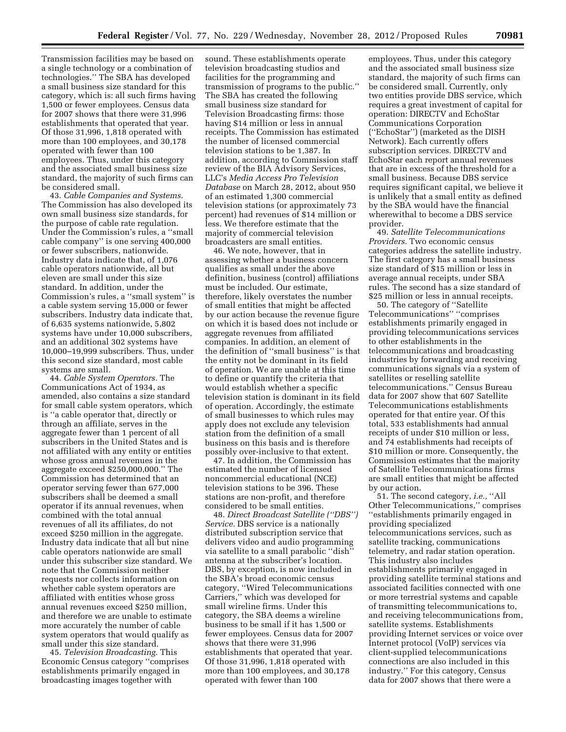Transmission facilities may be based on a single technology or a combination of technologies.'' The SBA has developed a small business size standard for this category, which is: all such firms having 1,500 or fewer employees. Census data for 2007 shows that there were 31,996 establishments that operated that year. Of those 31,996, 1,818 operated with more than 100 employees, and 30,178 operated with fewer than 100 employees. Thus, under this category and the associated small business size standard, the majority of such firms can be considered small.

43. *Cable Companies and Systems.* The Commission has also developed its own small business size standards, for the purpose of cable rate regulation. Under the Commission's rules, a ''small cable company'' is one serving 400,000 or fewer subscribers, nationwide. Industry data indicate that, of 1,076 cable operators nationwide, all but eleven are small under this size standard. In addition, under the Commission's rules, a ''small system'' is a cable system serving 15,000 or fewer subscribers. Industry data indicate that, of 6,635 systems nationwide, 5,802 systems have under 10,000 subscribers, and an additional 302 systems have 10,000–19,999 subscribers. Thus, under this second size standard, most cable systems are small.

44. *Cable System Operators.* The Communications Act of 1934, as amended, also contains a size standard for small cable system operators, which is ''a cable operator that, directly or through an affiliate, serves in the aggregate fewer than 1 percent of all subscribers in the United States and is not affiliated with any entity or entities whose gross annual revenues in the aggregate exceed $250,000,000.'' The Commission has determined that an operator serving fewer than 677,000 subscribers shall be deemed a small operator if its annual revenues, when combined with the total annual revenues of all its affiliates, do not exceed $250 million in the aggregate. Industry data indicate that all but nine cable operators nationwide are small under this subscriber size standard. We note that the Commission neither requests nor collects information on whether cable system operators are affiliated with entities whose gross annual revenues exceed $250 million, and therefore we are unable to estimate more accurately the number of cable system operators that would qualify as small under this size standard.

45. *Television Broadcasting.* This Economic Census category ''comprises establishments primarily engaged in broadcasting images together with sound. These establishments operate television broadcasting studios and facilities for the programming and transmission of programs to the public.'' The SBA has created the following small business size standard for Television Broadcasting firms: those having $14 million or less in annual receipts. The Commission has estimated the number of licensed commercial television stations to be 1,387. In addition, according to Commission staff review of the BIA Advisory Services, LLC's *Media Access Pro Television Database* on March 28, 2012, about 950 of an estimated 1,300 commercial television stations (or approximately 73 percent) had revenues of $14 million or less. We therefore estimate that the majority of commercial television broadcasters are small entities.

46. We note, however, that in assessing whether a business concern qualifies as small under the above definition, business (control) affiliations must be included. Our estimate, therefore, likely overstates the number of small entities that might be affected by our action because the revenue figure on which it is based does not include or aggregate revenues from affiliated companies. In addition, an element of the definition of ''small business'' is that the entity not be dominant in its field of operation. We are unable at this time to define or quantify the criteria that would establish whether a specific television station is dominant in its field of operation. Accordingly, the estimate of small businesses to which rules may apply does not exclude any television station from the definition of a small business on this basis and is therefore possibly over-inclusive to that extent.

47. In addition, the Commission has estimated the number of licensed noncommercial educational (NCE) television stations to be 396. These stations are non-profit, and therefore considered to be small entities.

48. *Direct Broadcast Satellite (''DBS'') Service.* DBS service is a nationally distributed subscription service that delivers video and audio programming via satellite to a small parabolic ''dish'' antenna at the subscriber's location. DBS, by exception, is now included in the SBA's broad economic census category, ''Wired Telecommunications Carriers,'' which was developed for small wireline firms. Under this category, the SBA deems a wireline business to be small if it has 1,500 or fewer employees. Census data for 2007 shows that there were 31,996 establishments that operated that year. Of those 31,996, 1,818 operated with more than 100 employees, and 30,178 operated with fewer than 100 employees. Thus, under this category and the associated small business size standard, the majority of such firms can be considered small. Currently, only two entities provide DBS service, which requires a great investment of capital for operation: DIRECTV and EchoStar Communications Corporation (''EchoStar'') (marketed as the DISH Network). Each currently offers subscription services. DIRECTV and EchoStar each report annual revenues that are in excess of the threshold for a small business. Because DBS service requires significant capital, we believe it is unlikely that a small entity as defined by the SBA would have the financial wherewithal to become a DBS service provider.

49. *Satellite Telecommunications Providers.* Two economic census categories address the satellite industry. The first category has a small business size standard of $15 million or less in average annual receipts, under SBA rules. The second has a size standard of $25 million or less in annual receipts.

50. The category of ''Satellite Telecommunications'' ''comprises establishments primarily engaged in providing telecommunications services to other establishments in the telecommunications and broadcasting industries by forwarding and receiving communications signals via a system of satellites or reselling satellite telecommunications.'' Census Bureau data for 2007 show that 607 Satellite Telecommunications establishments operated for that entire year. Of this total, 533 establishments had annual receipts of under $10 million or less, and 74 establishments had receipts of $10 million or more. Consequently, the Commission estimates that the majority of Satellite Telecommunications firms are small entities that might be affected by our action.

51. The second category, *i.e.,* ''All Other Telecommunications,'' comprises ''establishments primarily engaged in providing specialized telecommunications services, such as satellite tracking, communications telemetry, and radar station operation. This industry also includes establishments primarily engaged in providing satellite terminal stations and associated facilities connected with one or more terrestrial systems and capable of transmitting telecommunications to, and receiving telecommunications from, satellite systems. Establishments providing Internet services or voice over Internet protocol (VoIP) services via client-supplied telecommunications connections are also included in this industry.'' For this category, Census data for 2007 shows that there were a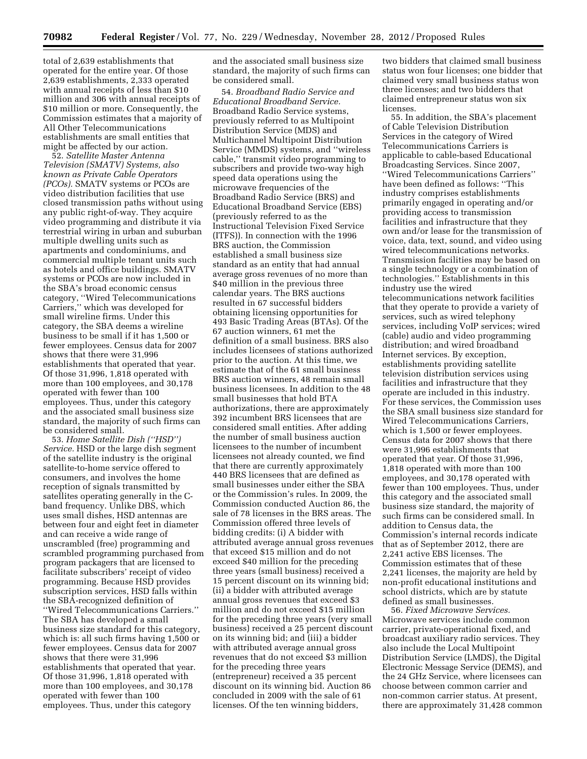total of 2,639 establishments that operated for the entire year. Of those 2,639 establishments, 2,333 operated with annual receipts of less than $10 million and 306 with annual receipts of $10 million or more. Consequently, the Commission estimates that a majority of All Other Telecommunications establishments are small entities that might be affected by our action.

52. *Satellite Master Antenna Television (SMATV) Systems, also known as Private Cable Operators (PCOs).* SMATV systems or PCOs are video distribution facilities that use closed transmission paths without using any public right-of-way. They acquire video programming and distribute it via terrestrial wiring in urban and suburban multiple dwelling units such as apartments and condominiums, and commercial multiple tenant units such as hotels and office buildings. SMATV systems or PCOs are now included in the SBA's broad economic census category, ''Wired Telecommunications Carriers,'' which was developed for small wireline firms. Under this category, the SBA deems a wireline business to be small if it has 1,500 or fewer employees. Census data for 2007 shows that there were 31,996 establishments that operated that year. Of those 31,996, 1,818 operated with more than 100 employees, and 30,178 operated with fewer than 100 employees. Thus, under this category and the associated small business size standard, the majority of such firms can be considered small.

53. *Home Satellite Dish (''HSD'') Service.* HSD or the large dish segment of the satellite industry is the original satellite-to-home service offered to consumers, and involves the home reception of signals transmitted by satellites operating generally in the C-band frequency. Unlike DBS, which uses small dishes, HSD antennas are between four and eight feet in diameter and can receive a wide range of unscrambled (free) programming and scrambled programming purchased from program packagers that are licensed to facilitate subscribers' receipt of video programming. Because HSD provides subscription services, HSD falls within the SBA-recognized definition of ''Wired Telecommunications Carriers.'' The SBA has developed a small business size standard for this category, which is: all such firms having 1,500 or fewer employees. Census data for 2007 shows that there were 31,996 establishments that operated that year. Of those 31,996, 1,818 operated with more than 100 employees, and 30,178 operated with fewer than 100 employees. Thus, under this category and the associated small business size standard, the majority of such firms can be considered small.

54. *Broadband Radio Service and Educational Broadband Service.* Broadband Radio Service systems, previously referred to as Multipoint Distribution Service (MDS) and Multichannel Multipoint Distribution Service (MMDS) systems, and ''wireless cable,'' transmit video programming to subscribers and provide two-way high speed data operations using the microwave frequencies of the Broadband Radio Service (BRS) and Educational Broadband Service (EBS) (previously referred to as the Instructional Television Fixed Service (ITFS)). In connection with the 1996 BRS auction, the Commission established a small business size standard as an entity that had annual average gross revenues of no more than $40 million in the previous three calendar years. The BRS auctions resulted in 67 successful bidders obtaining licensing opportunities for 493 Basic Trading Areas (BTAs). Of the 67 auction winners, 61 met the definition of a small business. BRS also includes licensees of stations authorized prior to the auction. At this time, we estimate that of the 61 small business BRS auction winners, 48 remain small business licensees. In addition to the 48 small businesses that hold BTA authorizations, there are approximately 392 incumbent BRS licensees that are considered small entities. After adding the number of small business auction licensees to the number of incumbent licensees not already counted, we find that there are currently approximately 440 BRS licensees that are defined as small businesses under either the SBA or the Commission's rules. In 2009, the Commission conducted Auction 86, the sale of 78 licenses in the BRS areas. The Commission offered three levels of bidding credits: (i) A bidder with attributed average annual gross revenues that exceed $15 million and do not exceed $40 million for the preceding three years (small business) received a 15 percent discount on its winning bid; (ii) a bidder with attributed average annual gross revenues that exceed $3 million and do not exceed $15 million for the preceding three years (very small business) received a 25 percent discount on its winning bid; and (iii) a bidder with attributed average annual gross revenues that do not exceed $3 million for the preceding three years (entrepreneur) received a 35 percent discount on its winning bid. Auction 86 concluded in 2009 with the sale of 61 licenses. Of the ten winning bidders, two bidders that claimed small business status won four licenses; one bidder that claimed very small business status won three licenses; and two bidders that claimed entrepreneur status won six licenses.

55. In addition, the SBA's placement of Cable Television Distribution Services in the category of Wired Telecommunications Carriers is applicable to cable-based Educational Broadcasting Services. Since 2007, ''Wired Telecommunications Carriers'' have been defined as follows: ''This industry comprises establishments primarily engaged in operating and/or providing access to transmission facilities and infrastructure that they own and/or lease for the transmission of voice, data, text, sound, and video using wired telecommunications networks. Transmission facilities may be based on a single technology or a combination of technologies.'' Establishments in this industry use the wired telecommunications network facilities that they operate to provide a variety of services, such as wired telephony services, including VoIP services; wired (cable) audio and video programming distribution; and wired broadband Internet services. By exception, establishments providing satellite television distribution services using facilities and infrastructure that they operate are included in this industry. For these services, the Commission uses the SBA small business size standard for Wired Telecommunications Carriers, which is 1,500 or fewer employees. Census data for 2007 shows that there were 31,996 establishments that operated that year. Of those 31,996, 1,818 operated with more than 100 employees, and 30,178 operated with fewer than 100 employees. Thus, under this category and the associated small business size standard, the majority of such firms can be considered small. In addition to Census data, the Commission's internal records indicate that as of September 2012, there are 2,241 active EBS licenses. The Commission estimates that of these 2,241 licenses, the majority are held by non-profit educational institutions and school districts, which are by statute defined as small businesses.

56. *Fixed Microwave Services.* Microwave services include common carrier, private-operational fixed, and broadcast auxiliary radio services. They also include the Local Multipoint Distribution Service (LMDS), the Digital Electronic Message Service (DEMS), and the 24 GHz Service, where licensees can choose between common carrier and non-common carrier status. At present, there are approximately 31,428 common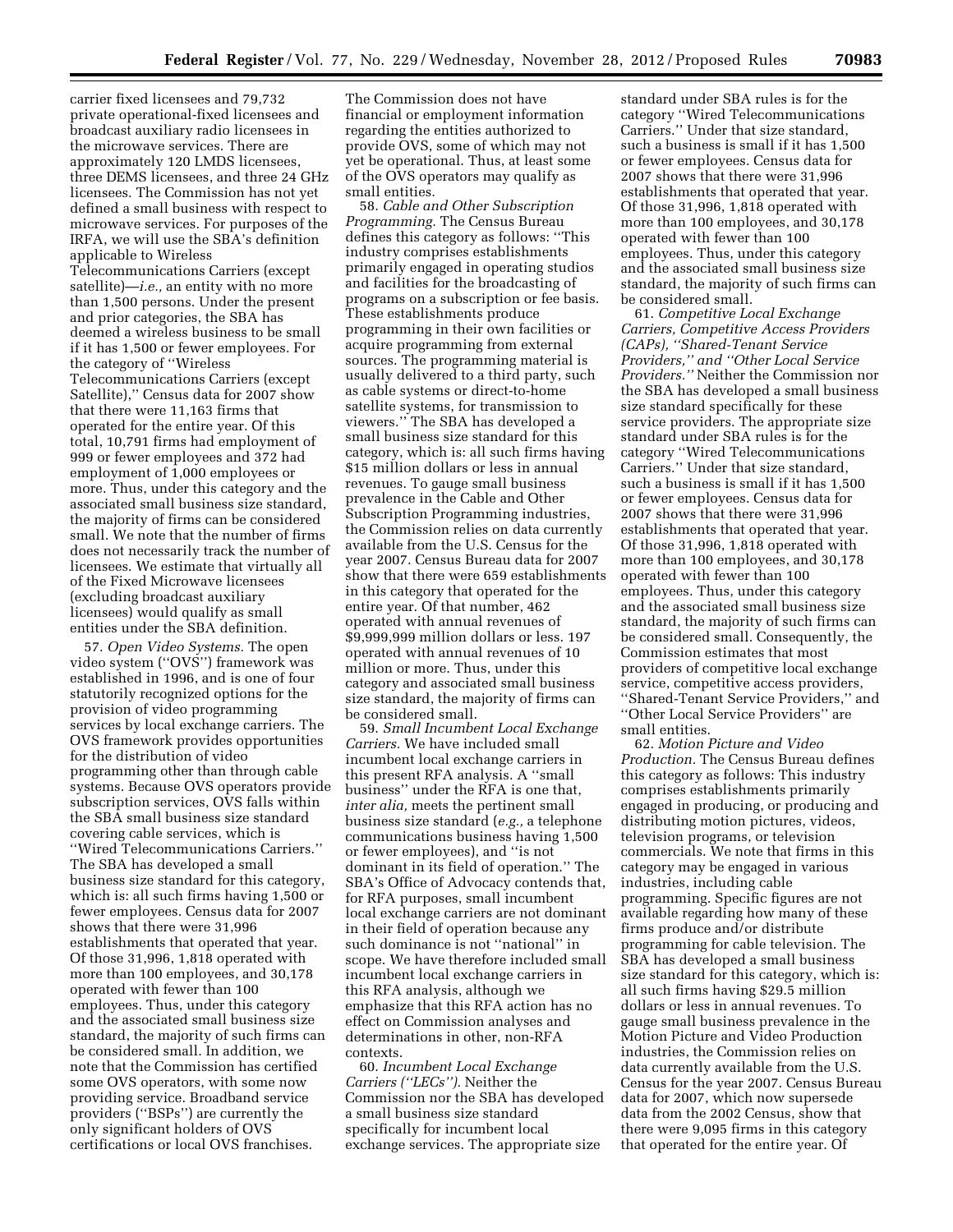carrier fixed licensees and 79,732 private operational-fixed licensees and broadcast auxiliary radio licensees in the microwave services. There are approximately 120 LMDS licensees, three DEMS licensees, and three 24 GHz licensees. The Commission has not yet defined a small business with respect to microwave services. For purposes of the IRFA, we will use the SBA's definition applicable to Wireless Telecommunications Carriers (except satellite)—*i.e.,* an entity with no more than 1,500 persons. Under the present and prior categories, the SBA has deemed a wireless business to be small if it has 1,500 or fewer employees. For the category of ''Wireless Telecommunications Carriers (except Satellite),'' Census data for 2007 show that there were 11,163 firms that operated for the entire year. Of this total, 10,791 firms had employment of 999 or fewer employees and 372 had employment of 1,000 employees or more. Thus, under this category and the associated small business size standard, the majority of firms can be considered small. We note that the number of firms does not necessarily track the number of licensees. We estimate that virtually all of the Fixed Microwave licensees (excluding broadcast auxiliary licensees) would qualify as small entities under the SBA definition.

57. *Open Video Systems.* The open video system (''OVS'') framework was established in 1996, and is one of four statutorily recognized options for the provision of video programming services by local exchange carriers. The OVS framework provides opportunities for the distribution of video programming other than through cable systems. Because OVS operators provide subscription services, OVS falls within the SBA small business size standard covering cable services, which is ''Wired Telecommunications Carriers.'' The SBA has developed a small business size standard for this category, which is: all such firms having 1,500 or fewer employees. Census data for 2007 shows that there were 31,996 establishments that operated that year. Of those 31,996, 1,818 operated with more than 100 employees, and 30,178 operated with fewer than 100 employees. Thus, under this category and the associated small business size standard, the majority of such firms can be considered small. In addition, we note that the Commission has certified some OVS operators, with some now providing service. Broadband service providers (''BSPs'') are currently the only significant holders of OVS certifications or local OVS franchises. The Commission does not have financial or employment information regarding the entities authorized to provide OVS, some of which may not yet be operational. Thus, at least some of the OVS operators may qualify as small entities.

58. *Cable and Other Subscription Programming.* The Census Bureau defines this category as follows: ''This industry comprises establishments primarily engaged in operating studios and facilities for the broadcasting of programs on a subscription or fee basis. These establishments produce programming in their own facilities or acquire programming from external sources. The programming material is usually delivered to a third party, such as cable systems or direct-to-home satellite systems, for transmission to viewers.'' The SBA has developed a small business size standard for this category, which is: all such firms having $15 million dollars or less in annual revenues. To gauge small business prevalence in the Cable and Other Subscription Programming industries, the Commission relies on data currently available from the U.S. Census for the year 2007. Census Bureau data for 2007 show that there were 659 establishments in this category that operated for the entire year. Of that number, 462 operated with annual revenues of $9,999,999 million dollars or less. 197 operated with annual revenues of 10 million or more. Thus, under this category and associated small business size standard, the majority of firms can be considered small.

59. *Small Incumbent Local Exchange Carriers.* We have included small incumbent local exchange carriers in this present RFA analysis. A ''small business'' under the RFA is one that, *inter alia,* meets the pertinent small business size standard (*e.g.,* a telephone communications business having 1,500 or fewer employees), and ''is not dominant in its field of operation.'' The SBA's Office of Advocacy contends that, for RFA purposes, small incumbent local exchange carriers are not dominant in their field of operation because any such dominance is not ''national'' in scope. We have therefore included small incumbent local exchange carriers in this RFA analysis, although we emphasize that this RFA action has no effect on Commission analyses and determinations in other, non-RFA contexts.

60. *Incumbent Local Exchange Carriers (''LECs'').* Neither the Commission nor the SBA has developed a small business size standard specifically for incumbent local exchange services. The appropriate size standard under SBA rules is for the category ''Wired Telecommunications Carriers.'' Under that size standard, such a business is small if it has 1,500 or fewer employees. Census data for 2007 shows that there were 31,996 establishments that operated that year. Of those 31,996, 1,818 operated with more than 100 employees, and 30,178 operated with fewer than 100 employees. Thus, under this category and the associated small business size standard, the majority of such firms can be considered small.

61. *Competitive Local Exchange Carriers, Competitive Access Providers (CAPs), ''Shared-Tenant Service Providers,'' and ''Other Local Service Providers.''* Neither the Commission nor the SBA has developed a small business size standard specifically for these service providers. The appropriate size standard under SBA rules is for the category ''Wired Telecommunications Carriers.'' Under that size standard, such a business is small if it has 1,500 or fewer employees. Census data for 2007 shows that there were 31,996 establishments that operated that year. Of those 31,996, 1,818 operated with more than 100 employees, and 30,178 operated with fewer than 100 employees. Thus, under this category and the associated small business size standard, the majority of such firms can be considered small. Consequently, the Commission estimates that most providers of competitive local exchange service, competitive access providers, ''Shared-Tenant Service Providers,'' and ''Other Local Service Providers'' are small entities.

62. *Motion Picture and Video Production.* The Census Bureau defines this category as follows: This industry comprises establishments primarily engaged in producing, or producing and distributing motion pictures, videos, television programs, or television commercials. We note that firms in this category may be engaged in various industries, including cable programming. Specific figures are not available regarding how many of these firms produce and/or distribute programming for cable television. The SBA has developed a small business size standard for this category, which is: all such firms having $29.5 million dollars or less in annual revenues. To gauge small business prevalence in the Motion Picture and Video Production industries, the Commission relies on data currently available from the U.S. Census for the year 2007. Census Bureau data for 2007, which now supersede data from the 2002 Census, show that there were 9,095 firms in this category that operated for the entire year. Of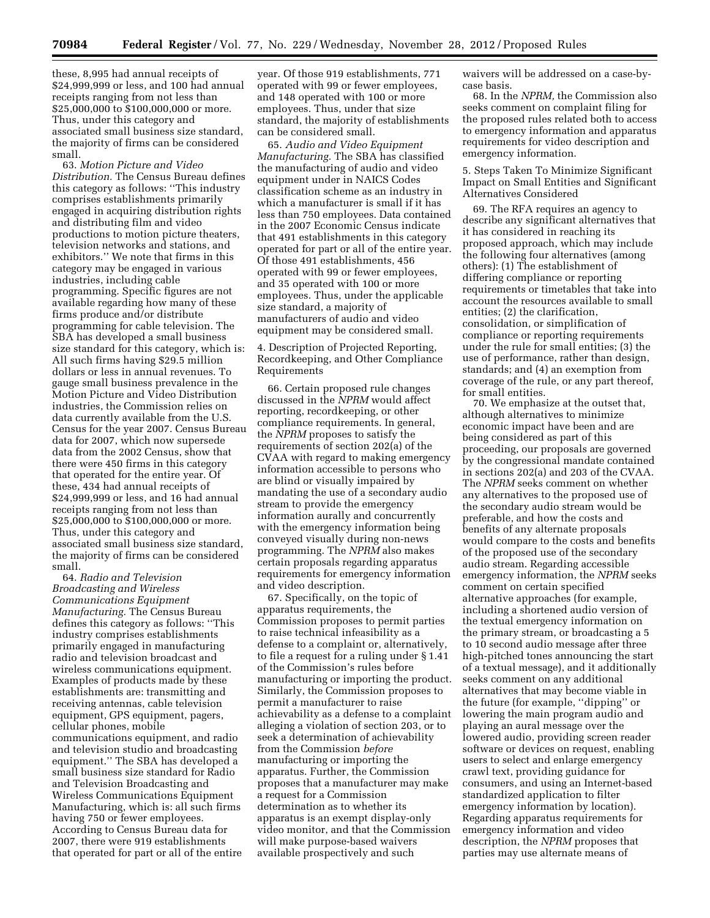these, 8,995 had annual receipts of $24,999,999 or less, and 100 had annual receipts ranging from not less than $25,000,000 to $100,000,000 or more. Thus, under this category and associated small business size standard, the majority of firms can be considered small.

63. *Motion Picture and Video Distribution.* The Census Bureau defines this category as follows: ''This industry comprises establishments primarily engaged in acquiring distribution rights and distributing film and video productions to motion picture theaters, television networks and stations, and exhibitors.'' We note that firms in this category may be engaged in various industries, including cable programming. Specific figures are not available regarding how many of these firms produce and/or distribute programming for cable television. The SBA has developed a small business size standard for this category, which is: All such firms having $29.5 million dollars or less in annual revenues. To gauge small business prevalence in the Motion Picture and Video Distribution industries, the Commission relies on data currently available from the U.S. Census for the year 2007. Census Bureau data for 2007, which now supersede data from the 2002 Census, show that there were 450 firms in this category that operated for the entire year. Of these, 434 had annual receipts of $24,999,999 or less, and 16 had annual receipts ranging from not less than $25,000,000 to $100,000,000 or more. Thus, under this category and associated small business size standard, the majority of firms can be considered small.

64. *Radio and Television Broadcasting and Wireless Communications Equipment Manufacturing.* The Census Bureau defines this category as follows: ''This industry comprises establishments primarily engaged in manufacturing radio and television broadcast and wireless communications equipment. Examples of products made by these establishments are: transmitting and receiving antennas, cable television equipment, GPS equipment, pagers, cellular phones, mobile communications equipment, and radio and television studio and broadcasting equipment.'' The SBA has developed a small business size standard for Radio and Television Broadcasting and Wireless Communications Equipment Manufacturing, which is: all such firms having 750 or fewer employees. According to Census Bureau data for 2007, there were 919 establishments that operated for part or all of the entire year. Of those 919 establishments, 771 operated with 99 or fewer employees, and 148 operated with 100 or more employees. Thus, under that size standard, the majority of establishments can be considered small.

65. *Audio and Video Equipment Manufacturing.* The SBA has classified the manufacturing of audio and video equipment under in NAICS Codes classification scheme as an industry in which a manufacturer is small if it has less than 750 employees. Data contained in the 2007 Economic Census indicate that 491 establishments in this category operated for part or all of the entire year. Of those 491 establishments, 456 operated with 99 or fewer employees, and 35 operated with 100 or more employees. Thus, under the applicable size standard, a majority of manufacturers of audio and video equipment may be considered small.

4. Description of Projected Reporting, Recordkeeping, and Other Compliance Requirements

66. Certain proposed rule changes discussed in the *NPRM* would affect reporting, recordkeeping, or other compliance requirements. In general, the *NPRM* proposes to satisfy the requirements of section 202(a) of the CVAA with regard to making emergency information accessible to persons who are blind or visually impaired by mandating the use of a secondary audio stream to provide the emergency information aurally and concurrently with the emergency information being conveyed visually during non-news programming. The *NPRM* also makes certain proposals regarding apparatus requirements for emergency information and video description.

67. Specifically, on the topic of apparatus requirements, the Commission proposes to permit parties to raise technical infeasibility as a defense to a complaint or, alternatively, to file a request for a ruling under § 1.41 of the Commission's rules before manufacturing or importing the product. Similarly, the Commission proposes to permit a manufacturer to raise achievability as a defense to a complaint alleging a violation of section 203, or to seek a determination of achievability from the Commission *before* manufacturing or importing the apparatus. Further, the Commission proposes that a manufacturer may make a request for a Commission determination as to whether its apparatus is an exempt display-only video monitor, and that the Commission will make purpose-based waivers available prospectively and such waivers will be addressed on a case-by-case basis.

68. In the *NPRM,* the Commission also seeks comment on complaint filing for the proposed rules related both to access to emergency information and apparatus requirements for video description and emergency information.

5. Steps Taken To Minimize Significant Impact on Small Entities and Significant Alternatives Considered

69. The RFA requires an agency to describe any significant alternatives that it has considered in reaching its proposed approach, which may include the following four alternatives (among others): (1) The establishment of differing compliance or reporting requirements or timetables that take into account the resources available to small entities; (2) the clarification, consolidation, or simplification of compliance or reporting requirements under the rule for small entities; (3) the use of performance, rather than design, standards; and (4) an exemption from coverage of the rule, or any part thereof, for small entities.

70. We emphasize at the outset that, although alternatives to minimize economic impact have been and are being considered as part of this proceeding, our proposals are governed by the congressional mandate contained in sections 202(a) and 203 of the CVAA. The *NPRM* seeks comment on whether any alternatives to the proposed use of the secondary audio stream would be preferable, and how the costs and benefits of any alternate proposals would compare to the costs and benefits of the proposed use of the secondary audio stream. Regarding accessible emergency information, the *NPRM* seeks comment on certain specified alternative approaches (for example, including a shortened audio version of the textual emergency information on the primary stream, or broadcasting a 5 to 10 second audio message after three high-pitched tones announcing the start of a textual message), and it additionally seeks comment on any additional alternatives that may become viable in the future (for example, ''dipping'' or lowering the main program audio and playing an aural message over the lowered audio, providing screen reader software or devices on request, enabling users to select and enlarge emergency crawl text, providing guidance for consumers, and using an Internet-based standardized application to filter emergency information by location). Regarding apparatus requirements for emergency information and video description, the *NPRM* proposes that parties may use alternate means of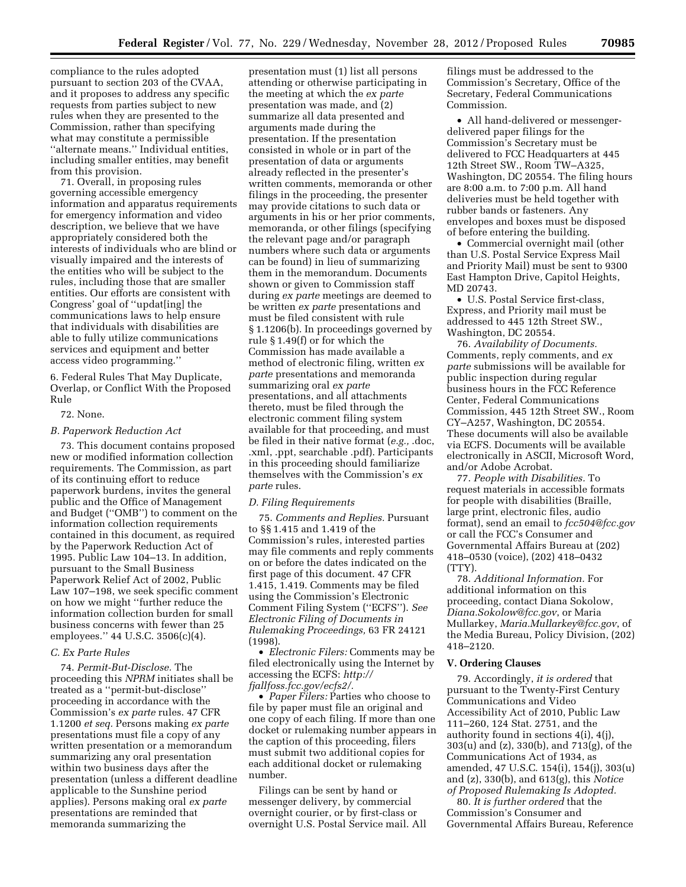compliance to the rules adopted pursuant to section 203 of the CVAA, and it proposes to address any specific requests from parties subject to new rules when they are presented to the Commission, rather than specifying what may constitute a permissible ''alternate means.'' Individual entities, including smaller entities, may benefit from this provision.

71. Overall, in proposing rules governing accessible emergency information and apparatus requirements for emergency information and video description, we believe that we have appropriately considered both the interests of individuals who are blind or visually impaired and the interests of the entities who will be subject to the rules, including those that are smaller entities. Our efforts are consistent with Congress' goal of ''updat[ing] the communications laws to help ensure that individuals with disabilities are able to fully utilize communications services and equipment and better access video programming.''

6. Federal Rules That May Duplicate, Overlap, or Conflict With the Proposed Rule

72. None.

### *B. Paperwork Reduction Act*

73. This document contains proposed new or modified information collection requirements. The Commission, as part of its continuing effort to reduce paperwork burdens, invites the general public and the Office of Management and Budget (''OMB'') to comment on the information collection requirements contained in this document, as required by the Paperwork Reduction Act of 1995. Public Law 104–13. In addition, pursuant to the Small Business Paperwork Relief Act of 2002, Public Law 107–198, we seek specific comment on how we might ''further reduce the information collection burden for small business concerns with fewer than 25 employees.'' 44 U.S.C. 3506(c)(4).

### *C. Ex Parte Rules*

74. *Permit-But-Disclose.* The proceeding this *NPRM* initiates shall be treated as a ''permit-but-disclose'' proceeding in accordance with the Commission's *ex parte* rules. 47 CFR 1.1200 *et seq.* Persons making *ex parte* presentations must file a copy of any written presentation or a memorandum summarizing any oral presentation within two business days after the presentation (unless a different deadline applicable to the Sunshine period applies). Persons making oral *ex parte* presentations are reminded that memoranda summarizing the presentation must (1) list all persons attending or otherwise participating in the meeting at which the *ex parte* presentation was made, and (2) summarize all data presented and arguments made during the presentation. If the presentation consisted in whole or in part of the presentation of data or arguments already reflected in the presenter's written comments, memoranda or other filings in the proceeding, the presenter may provide citations to such data or arguments in his or her prior comments, memoranda, or other filings (specifying the relevant page and/or paragraph numbers where such data or arguments can be found) in lieu of summarizing them in the memorandum. Documents shown or given to Commission staff during *ex parte* meetings are deemed to be written *ex parte* presentations and must be filed consistent with rule § 1.1206(b). In proceedings governed by rule § 1.49(f) or for which the Commission has made available a method of electronic filing, written *ex parte* presentations and memoranda summarizing oral *ex parte* presentations, and all attachments thereto, must be filed through the electronic comment filing system available for that proceeding, and must be filed in their native format (*e.g.,* .doc, .xml, .ppt, searchable .pdf). Participants in this proceeding should familiarize themselves with the Commission's *ex parte* rules.

### *D. Filing Requirements*

75. *Comments and Replies.* Pursuant to §§ 1.415 and 1.419 of the Commission's rules, interested parties may file comments and reply comments on or before the dates indicated on the first page of this document. 47 CFR 1.415, 1.419. Comments may be filed using the Commission's Electronic Comment Filing System (''ECFS''). *See Electronic Filing of Documents in Rulemaking Proceedings,* 63 FR 24121 (1998).

- *Electronic Filers:* Comments may be filed electronically using the Internet by accessing the ECFS: *http://fjallfoss.fcc.gov/ecfs2/.*
- *Paper Filers:* Parties who choose to file by paper must file an original and one copy of each filing. If more than one docket or rulemaking number appears in the caption of this proceeding, filers must submit two additional copies for each additional docket or rulemaking number.

Filings can be sent by hand or messenger delivery, by commercial overnight courier, or by first-class or overnight U.S. Postal Service mail. All filings must be addressed to the Commission's Secretary, Office of the Secretary, Federal Communications Commission.

- All hand-delivered or messenger-delivered paper filings for the Commission's Secretary must be delivered to FCC Headquarters at 445 12th Street SW., Room TW–A325, Washington, DC 20554. The filing hours are 8:00 a.m. to 7:00 p.m. All hand deliveries must be held together with rubber bands or fasteners. Any envelopes and boxes must be disposed of before entering the building.
- Commercial overnight mail (other than U.S. Postal Service Express Mail and Priority Mail) must be sent to 9300 East Hampton Drive, Capitol Heights, MD 20743.
- U.S. Postal Service first-class, Express, and Priority mail must be addressed to 445 12th Street SW., Washington, DC 20554.

76. *Availability of Documents.* Comments, reply comments, and *ex parte* submissions will be available for public inspection during regular business hours in the FCC Reference Center, Federal Communications Commission, 445 12th Street SW., Room CY–A257, Washington, DC 20554. These documents will also be available via ECFS. Documents will be available electronically in ASCII, Microsoft Word, and/or Adobe Acrobat.

77. *People with Disabilities.* To request materials in accessible formats for people with disabilities (Braille, large print, electronic files, audio format), send an email to *fcc504@fcc.gov* or call the FCC's Consumer and Governmental Affairs Bureau at (202) 418–0530 (voice), (202) 418–0432 (TTY).

78. *Additional Information.* For additional information on this proceeding, contact Diana Sokolow, *Diana.Sokolow@fcc.gov*, or Maria Mullarkey, *Maria.Mullarkey@fcc.gov*, of the Media Bureau, Policy Division, (202) 418–2120.

## V. Ordering Clauses

79. Accordingly, *it is ordered* that pursuant to the Twenty-First Century Communications and Video Accessibility Act of 2010, Public Law 111–260, 124 Stat. 2751, and the authority found in sections 4(i), 4(j), 303(u) and (z), 330(b), and 713(g), of the Communications Act of 1934, as amended, 47 U.S.C. 154(i), 154(j), 303(u) and (z), 330(b), and 613(g), this *Notice of Proposed Rulemaking Is Adopted.*

80. *It is further ordered* that the Commission's Consumer and Governmental Affairs Bureau, Reference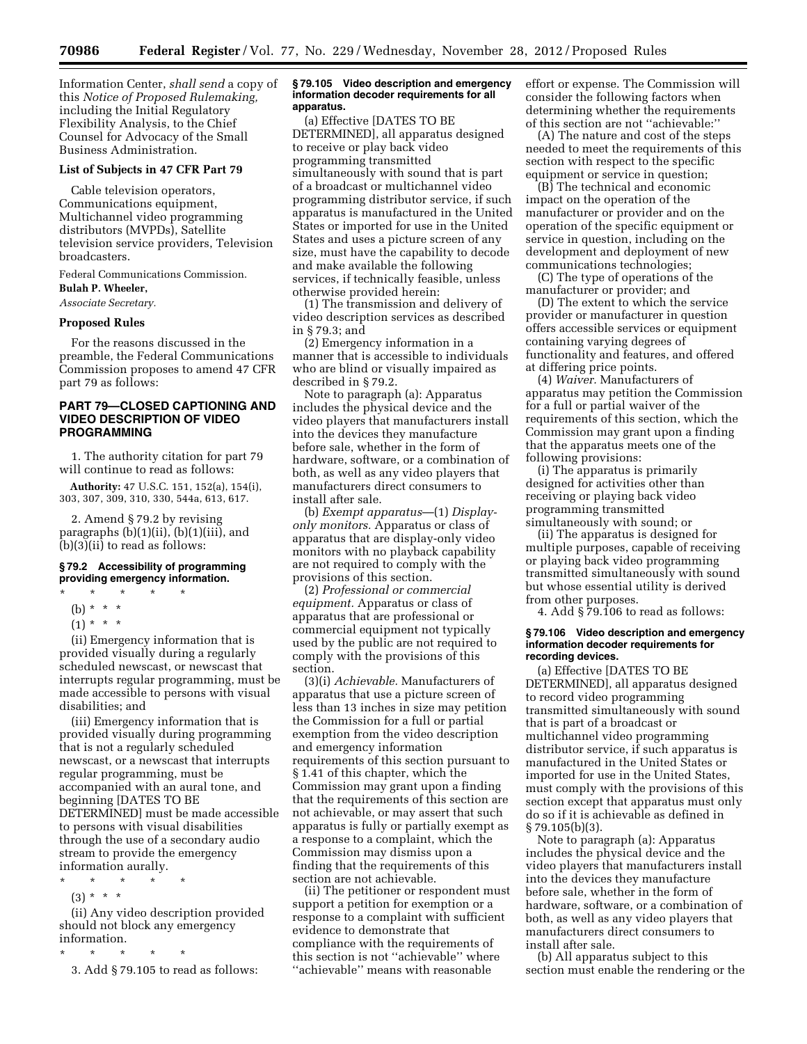Information Center, *shall send* a copy of this *Notice of Proposed Rulemaking,* including the Initial Regulatory Flexibility Analysis, to the Chief Counsel for Advocacy of the Small Business Administration.

### List of Subjects in 47 CFR Part 79

Cable television operators, Communications equipment, Multichannel video programming distributors (MVPDs), Satellite television service providers, Television broadcasters.

Federal Communications Commission.

**Bulah P. Wheeler,**

*Associate Secretary.*

### Proposed Rules

For the reasons discussed in the preamble, the Federal Communications Commission proposes to amend 47 CFR part 79 as follows:

## PART 79—CLOSED CAPTIONING AND VIDEO DESCRIPTION OF VIDEO PROGRAMMING

1. The authority citation for part 79 will continue to read as follows:

**Authority:** 47 U.S.C. 151, 152(a), 154(i), 303, 307, 309, 310, 330, 544a, 613, 617.

2. Amend § 79.2 by revising paragraphs (b)(1)(ii), (b)(1)(iii), and (b)(3)(ii) to read as follows:

### § 79.2 Accessibility of programming providing emergency information.

\* \* \* \* \*

(b) \* \* \*

(1) \* \* \*

(ii) Emergency information that is provided visually during a regularly scheduled newscast, or newscast that interrupts regular programming, must be made accessible to persons with visual disabilities; and

(iii) Emergency information that is provided visually during programming that is not a regularly scheduled newscast, or a newscast that interrupts regular programming, must be accompanied with an aural tone, and beginning [DATES TO BE DETERMINED] must be made accessible to persons with visual disabilities through the use of a secondary audio stream to provide the emergency information aurally.

\* \* \* \* \*

(3) \* \* \*

(ii) Any video description provided should not block any emergency information.

\* \* \* \* \*

3. Add § 79.105 to read as follows:

### § 79.105 Video description and emergency information decoder requirements for all apparatus.

(a) Effective [DATES TO BE DETERMINED], all apparatus designed to receive or play back video programming transmitted simultaneously with sound that is part of a broadcast or multichannel video programming distributor service, if such apparatus is manufactured in the United States or imported for use in the United States and uses a picture screen of any size, must have the capability to decode and make available the following services, if technically feasible, unless otherwise provided herein:

(1) The transmission and delivery of video description services as described in § 79.3; and

(2) Emergency information in a manner that is accessible to individuals who are blind or visually impaired as described in § 79.2.

Note to paragraph (a): Apparatus includes the physical device and the video players that manufacturers install into the devices they manufacture before sale, whether in the form of hardware, software, or a combination of both, as well as any video players that manufacturers direct consumers to install after sale.

(b) *Exempt apparatus*—(1) *Display-only monitors.* Apparatus or class of apparatus that are display-only video monitors with no playback capability are not required to comply with the provisions of this section.

(2) *Professional or commercial equipment.* Apparatus or class of apparatus that are professional or commercial equipment not typically used by the public are not required to comply with the provisions of this section.

(3)(i) *Achievable.* Manufacturers of apparatus that use a picture screen of less than 13 inches in size may petition the Commission for a full or partial exemption from the video description and emergency information requirements of this section pursuant to § 1.41 of this chapter, which the Commission may grant upon a finding that the requirements of this section are not achievable, or may assert that such apparatus is fully or partially exempt as a response to a complaint, which the Commission may dismiss upon a finding that the requirements of this section are not achievable.

(ii) The petitioner or respondent must support a petition for exemption or a response to a complaint with sufficient evidence to demonstrate that compliance with the requirements of this section is not ''achievable'' where ''achievable'' means with reasonable effort or expense. The Commission will consider the following factors when determining whether the requirements of this section are not ''achievable:''

(A) The nature and cost of the steps needed to meet the requirements of this section with respect to the specific equipment or service in question;

(B) The technical and economic impact on the operation of the manufacturer or provider and on the operation of the specific equipment or service in question, including on the development and deployment of new communications technologies;

(C) The type of operations of the manufacturer or provider; and

(D) The extent to which the service provider or manufacturer in question offers accessible services or equipment containing varying degrees of functionality and features, and offered at differing price points.

(4) *Waiver.* Manufacturers of apparatus may petition the Commission for a full or partial waiver of the requirements of this section, which the Commission may grant upon a finding that the apparatus meets one of the following provisions:

(i) The apparatus is primarily designed for activities other than receiving or playing back video programming transmitted simultaneously with sound; or

(ii) The apparatus is designed for multiple purposes, capable of receiving or playing back video programming transmitted simultaneously with sound but whose essential utility is derived from other purposes.

4. Add § 79.106 to read as follows:

### § 79.106 Video description and emergency information decoder requirements for recording devices.

(a) Effective [DATES TO BE DETERMINED], all apparatus designed to record video programming transmitted simultaneously with sound that is part of a broadcast or multichannel video programming distributor service, if such apparatus is manufactured in the United States or imported for use in the United States, must comply with the provisions of this section except that apparatus must only do so if it is achievable as defined in § 79.105(b)(3).

Note to paragraph (a): Apparatus includes the physical device and the video players that manufacturers install into the devices they manufacture before sale, whether in the form of hardware, software, or a combination of both, as well as any video players that manufacturers direct consumers to install after sale.

(b) All apparatus subject to this section must enable the rendering or the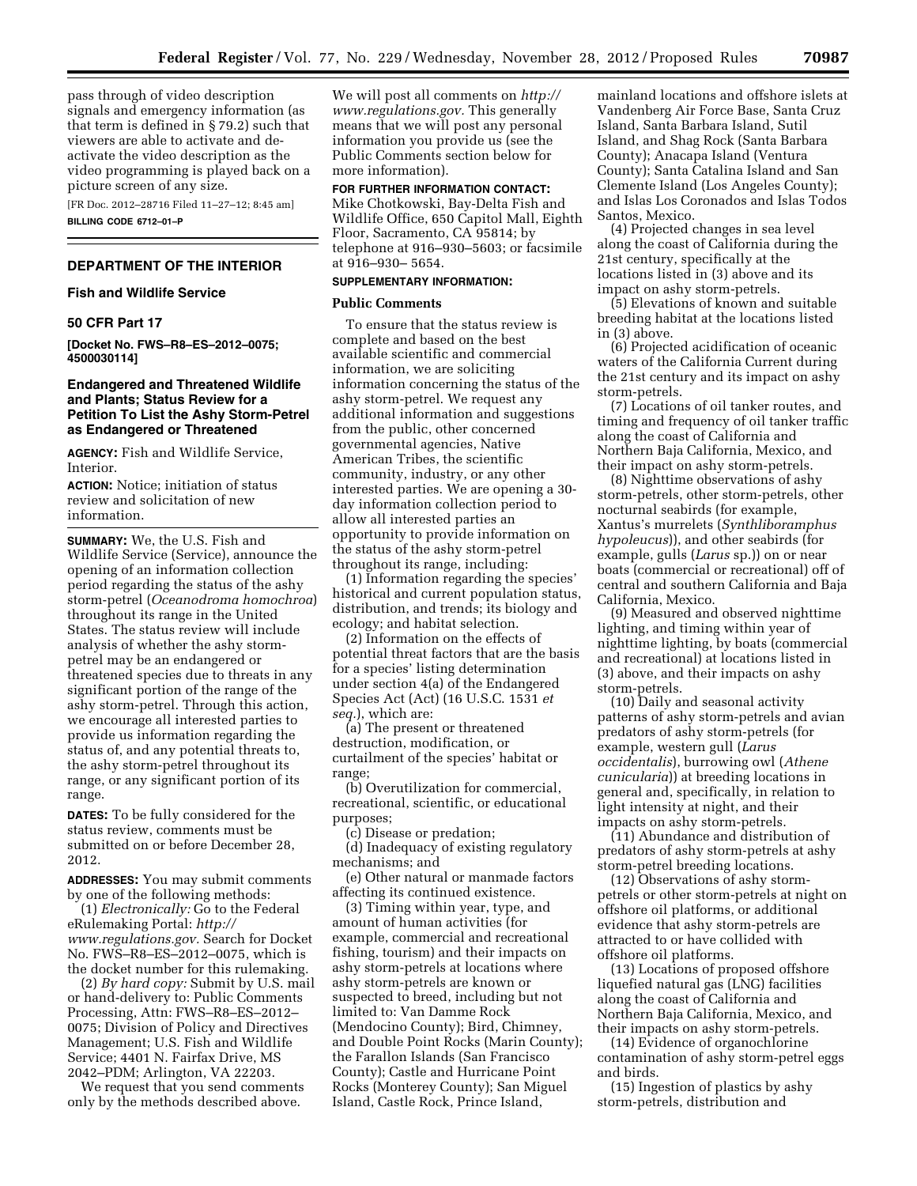pass through of video description signals and emergency information (as that term is defined in § 79.2) such that viewers are able to activate and de-activate the video description as the video programming is played back on a picture screen of any size.

[FR Doc. 2012–28716 Filed 11–27–12; 8:45 am]

**BILLING CODE 6712–01–P**

---

## DEPARTMENT OF THE INTERIOR

### Fish and Wildlife Service

### 50 CFR Part 17

**[Docket No. FWS–R8–ES–2012–0075; 4500030114]**

## Endangered and Threatened Wildlife and Plants; Status Review for a Petition To List the Ashy Storm-Petrel as Endangered or Threatened

**AGENCY:** Fish and Wildlife Service, Interior.

**ACTION:** Notice; initiation of status review and solicitation of new information.

**SUMMARY:** We, the U.S. Fish and Wildlife Service (Service), announce the opening of an information collection period regarding the status of the ashy storm-petrel (*Oceanodroma homochroa*) throughout its range in the United States. The status review will include analysis of whether the ashy storm-petrel may be an endangered or threatened species due to threats in any significant portion of the range of the ashy storm-petrel. Through this action, we encourage all interested parties to provide us information regarding the status of, and any potential threats to, the ashy storm-petrel throughout its range, or any significant portion of its range.

**DATES:** To be fully considered for the status review, comments must be submitted on or before December 28, 2012.

**ADDRESSES:** You may submit comments by one of the following methods:

(1) *Electronically:* Go to the Federal eRulemaking Portal: *http://www.regulations.gov.* Search for Docket No. FWS–R8–ES–2012–0075, which is the docket number for this rulemaking.

(2) *By hard copy:* Submit by U.S. mail or hand-delivery to: Public Comments Processing, Attn: FWS–R8–ES–2012–0075; Division of Policy and Directives Management; U.S. Fish and Wildlife Service; 4401 N. Fairfax Drive, MS 2042–PDM; Arlington, VA 22203.

We request that you send comments only by the methods described above. We will post all comments on *http://www.regulations.gov.* This generally means that we will post any personal information you provide us (see the Public Comments section below for more information).

**FOR FURTHER INFORMATION CONTACT:** Mike Chotkowski, Bay-Delta Fish and Wildlife Office, 650 Capitol Mall, Eighth Floor, Sacramento, CA 95814; by telephone at 916–930–5603; or facsimile at 916–930– 5654.

**SUPPLEMENTARY INFORMATION:**

### Public Comments

To ensure that the status review is complete and based on the best available scientific and commercial information, we are soliciting information concerning the status of the ashy storm-petrel. We request any additional information and suggestions from the public, other concerned governmental agencies, Native American Tribes, the scientific community, industry, or any other interested parties. We are opening a 30-day information collection period to allow all interested parties an opportunity to provide information on the status of the ashy storm-petrel throughout its range, including:

(1) Information regarding the species' historical and current population status, distribution, and trends; its biology and ecology; and habitat selection.

(2) Information on the effects of potential threat factors that are the basis for a species' listing determination under section 4(a) of the Endangered Species Act (Act) (16 U.S.C. 1531 *et seq.*), which are:

(a) The present or threatened destruction, modification, or curtailment of the species' habitat or range;

(b) Overutilization for commercial, recreational, scientific, or educational purposes;

(c) Disease or predation;

(d) Inadequacy of existing regulatory mechanisms; and

(e) Other natural or manmade factors affecting its continued existence.

(3) Timing within year, type, and amount of human activities (for example, commercial and recreational fishing, tourism) and their impacts on ashy storm-petrels at locations where ashy storm-petrels are known or suspected to breed, including but not limited to: Van Damme Rock (Mendocino County); Bird, Chimney, and Double Point Rocks (Marin County); the Farallon Islands (San Francisco County); Castle and Hurricane Point Rocks (Monterey County); San Miguel Island, Castle Rock, Prince Island, mainland locations and offshore islets at Vandenberg Air Force Base, Santa Cruz Island, Santa Barbara Island, Sutil Island, and Shag Rock (Santa Barbara County); Anacapa Island (Ventura County); Santa Catalina Island and San Clemente Island (Los Angeles County); and Islas Los Coronados and Islas Todos Santos, Mexico.

(4) Projected changes in sea level along the coast of California during the 21st century, specifically at the locations listed in (3) above and its impact on ashy storm-petrels.

(5) Elevations of known and suitable breeding habitat at the locations listed in (3) above.

(6) Projected acidification of oceanic waters of the California Current during the 21st century and its impact on ashy storm-petrels.

(7) Locations of oil tanker routes, and timing and frequency of oil tanker traffic along the coast of California and Northern Baja California, Mexico, and their impact on ashy storm-petrels.

(8) Nighttime observations of ashy storm-petrels, other storm-petrels, other nocturnal seabirds (for example, Xantus's murrelets (*Synthliboramphus hypoleucus*)), and other seabirds (for example, gulls (*Larus* sp.)) on or near boats (commercial or recreational) off of central and southern California and Baja California, Mexico.

(9) Measured and observed nighttime lighting, and timing within year of nighttime lighting, by boats (commercial and recreational) at locations listed in (3) above, and their impacts on ashy storm-petrels.

(10) Daily and seasonal activity patterns of ashy storm-petrels and avian predators of ashy storm-petrels (for example, western gull (*Larus occidentalis*), burrowing owl (*Athene cunicularia*)) at breeding locations in general and, specifically, in relation to light intensity at night, and their impacts on ashy storm-petrels.

(11) Abundance and distribution of predators of ashy storm-petrels at ashy storm-petrel breeding locations.

(12) Observations of ashy storm-petrels or other storm-petrels at night on offshore oil platforms, or additional evidence that ashy storm-petrels are attracted to or have collided with offshore oil platforms.

(13) Locations of proposed offshore liquefied natural gas (LNG) facilities along the coast of California and Northern Baja California, Mexico, and their impacts on ashy storm-petrels.

(14) Evidence of organochlorine contamination of ashy storm-petrel eggs and birds.

(15) Ingestion of plastics by ashy storm-petrels, distribution and